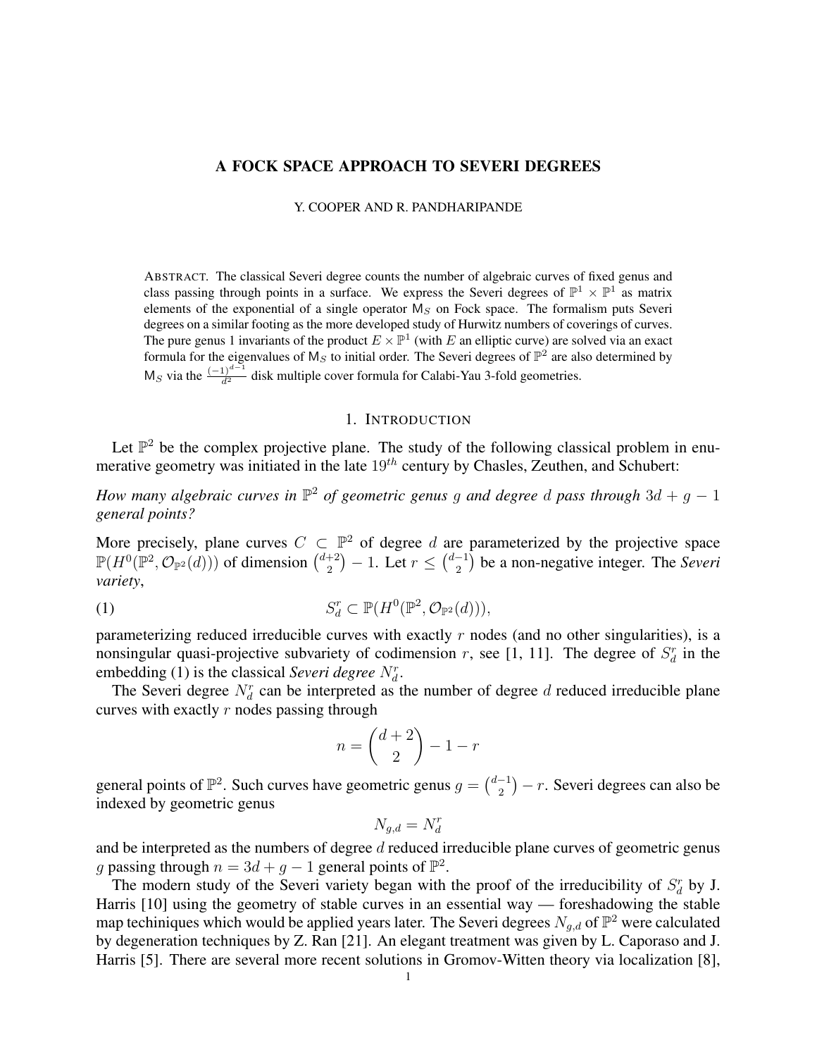# A FOCK SPACE APPROACH TO SEVERI DEGREES

Y. COOPER AND R. PANDHARIPANDE

ABSTRACT. The classical Severi degree counts the number of algebraic curves of fixed genus and class passing through points in a surface. We express the Severi degrees of $\mathbb{P}^1 \times \mathbb{P}^1$ as matrix elements of the exponential of a single operator $\mathsf{M}_S$ on Fock space. The formalism puts Severi degrees on a similar footing as the more developed study of Hurwitz numbers of coverings of curves. The pure genus 1 invariants of the product $E \times \mathbb{P}^1$ (with $E$ an elliptic curve) are solved via an exact formula for the eigenvalues of $\mathsf{M}_S$ to initial order. The Severi degrees of $\mathbb{P}^2$ are also determined by $\mathsf{M}_S$ via the $\frac{(-1)^{d-1}}{d^2}$ disk multiple cover formula for Calabi-Yau 3-fold geometries.

## 1. INTRODUCTION

Let $\mathbb{P}^2$ be the complex projective plane. The study of the following classical problem in enumerative geometry was initiated in the late $19^{th}$ century by Chasles, Zeuthen, and Schubert:

*How many algebraic curves in $\mathbb{P}^2$ of geometric genus $g$ and degree $d$ pass through $3d + g - 1$ general points?*

More precisely, plane curves $C \subset \mathbb{P}^2$ of degree $d$ are parameterized by the projective space $\mathbb{P}(H^0(\mathbb{P}^2, \mathcal{O}_{\mathbb{P}^2}(d)))$ of dimension $\binom{d+2}{2} - 1$. Let $r \leq \binom{d-1}{2}$ be a non-negative integer. The *Severi variety*,

$$S_d^r \subset \mathbb{P}(H^0(\mathbb{P}^2, \mathcal{O}_{\mathbb{P}^2}(d))), \tag{1}$$

parameterizing reduced irreducible curves with exactly $r$ nodes (and no other singularities), is a nonsingular quasi-projective subvariety of codimension $r$, see [1, 11]. The degree of $S_d^r$ in the embedding (1) is the classical *Severi degree* $N_d^r$.

The Severi degree $N_d^r$ can be interpreted as the number of degree $d$ reduced irreducible plane curves with exactly $r$ nodes passing through

$$n = \binom{d+2}{2} - 1 - r$$

general points of $\mathbb{P}^2$. Such curves have geometric genus $g = \binom{d-1}{2} - r$. Severi degrees can also be indexed by geometric genus

$$N_{g,d} = N_d^r$$

and be interpreted as the numbers of degree $d$ reduced irreducible plane curves of geometric genus $g$ passing through $n = 3d + g - 1$ general points of $\mathbb{P}^2$.

The modern study of the Severi variety began with the proof of the irreducibility of $S_d^r$ by J. Harris [10] using the geometry of stable curves in an essential way — foreshadowing the stable map techiniques which would be applied years later. The Severi degrees $N_{g,d}$ of $\mathbb{P}^2$ were calculated by degeneration techniques by Z. Ran [21]. An elegant treatment was given by L. Caporaso and J. Harris [5]. There are several more recent solutions in Gromov-Witten theory via localization [8],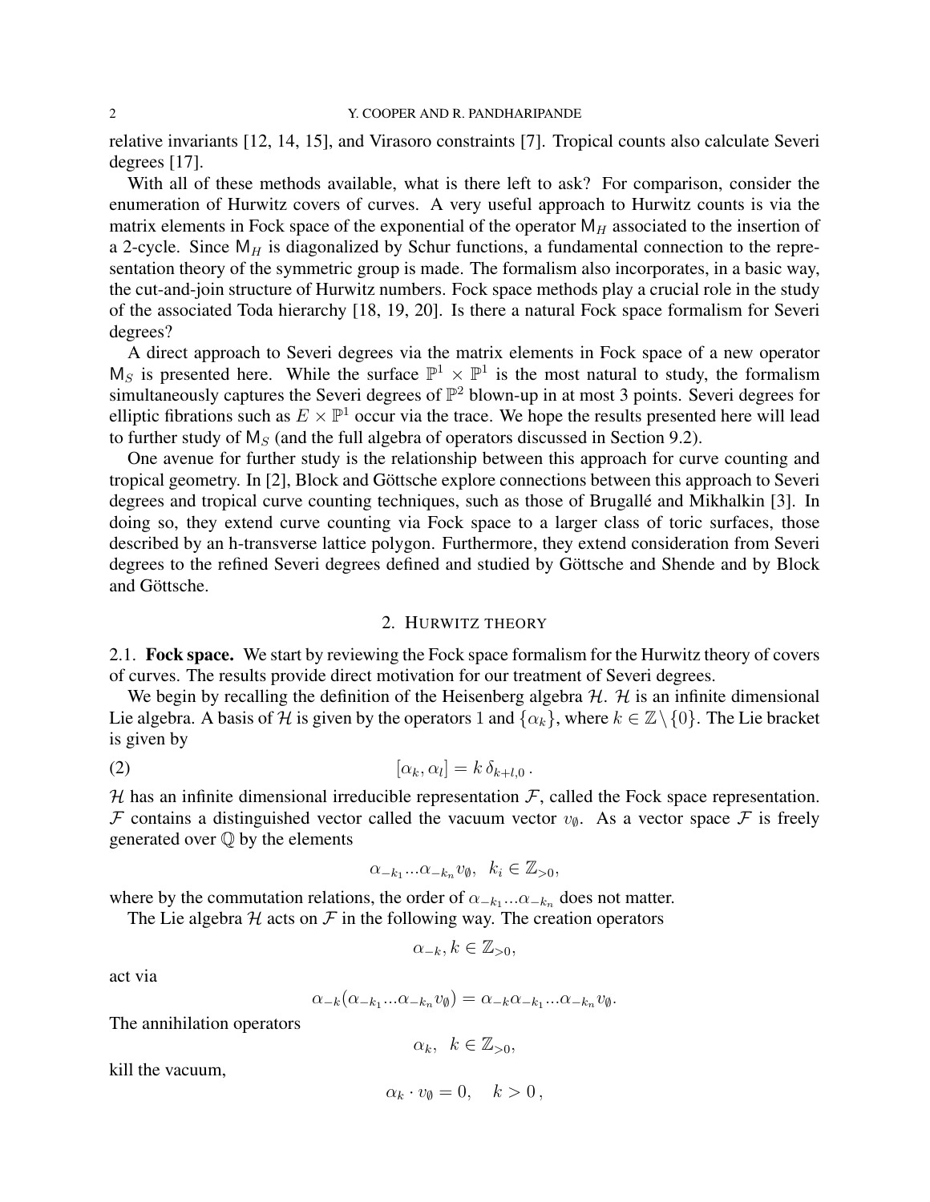relative invariants [12, 14, 15], and Virasoro constraints [7]. Tropical counts also calculate Severi degrees [17].

With all of these methods available, what is there left to ask? For comparison, consider the enumeration of Hurwitz covers of curves. A very useful approach to Hurwitz counts is via the matrix elements in Fock space of the exponential of the operator $\mathsf{M}_H$ associated to the insertion of a 2-cycle. Since $\mathsf{M}_H$ is diagonalized by Schur functions, a fundamental connection to the representation theory of the symmetric group is made. The formalism also incorporates, in a basic way, the cut-and-join structure of Hurwitz numbers. Fock space methods play a crucial role in the study of the associated Toda hierarchy [18, 19, 20]. Is there a natural Fock space formalism for Severi degrees?

A direct approach to Severi degrees via the matrix elements in Fock space of a new operator $\mathsf{M}_S$ is presented here. While the surface $\mathbb{P}^1 \times \mathbb{P}^1$ is the most natural to study, the formalism simultaneously captures the Severi degrees of $\mathbb{P}^2$ blown-up in at most 3 points. Severi degrees for elliptic fibrations such as $E \times \mathbb{P}^1$ occur via the trace. We hope the results presented here will lead to further study of $\mathsf{M}_S$ (and the full algebra of operators discussed in Section 9.2).

One avenue for further study is the relationship between this approach for curve counting and tropical geometry. In [2], Block and Göttsche explore connections between this approach to Severi degrees and tropical curve counting techniques, such as those of Brugallé and Mikhalkin [3]. In doing so, they extend curve counting via Fock space to a larger class of toric surfaces, those described by an h-transverse lattice polygon. Furthermore, they extend consideration from Severi degrees to the refined Severi degrees defined and studied by Göttsche and Shende and by Block and Göttsche.

## 2. Hurwitz theory

**2.1. Fock space.** We start by reviewing the Fock space formalism for the Hurwitz theory of covers of curves. The results provide direct motivation for our treatment of Severi degrees.

We begin by recalling the definition of the Heisenberg algebra $\mathcal{H}$. $\mathcal{H}$ is an infinite dimensional Lie algebra. A basis of $\mathcal{H}$ is given by the operators $1$ and $\{\alpha_k\}$, where $k \in \mathbb{Z} \setminus \{0\}$. The Lie bracket is given by

$$[\alpha_k, \alpha_l] = k\,\delta_{k+l,0}\,. \tag{2}$$

$\mathcal{H}$ has an infinite dimensional irreducible representation $\mathcal{F}$, called the Fock space representation. $\mathcal{F}$ contains a distinguished vector called the vacuum vector $v_\emptyset$. As a vector space $\mathcal{F}$ is freely generated over $\mathbb{Q}$ by the elements

$$\alpha_{-k_1}...\alpha_{-k_n} v_\emptyset, \quad k_i \in \mathbb{Z}_{>0},$$

where by the commutation relations, the order of $\alpha_{-k_1}...\alpha_{-k_n}$ does not matter.

The Lie algebra $\mathcal{H}$ acts on $\mathcal{F}$ in the following way. The creation operators

$$\alpha_{-k}, k \in \mathbb{Z}_{>0},$$

act via

$$\alpha_{-k}(\alpha_{-k_1}...\alpha_{-k_n} v_\emptyset) = \alpha_{-k}\alpha_{-k_1}...\alpha_{-k_n} v_\emptyset.$$

The annihilation operators

$$\alpha_k, \quad k \in \mathbb{Z}_{>0},$$

kill the vacuum,

$$\alpha_k \cdot v_\emptyset = 0, \quad k > 0\,,$$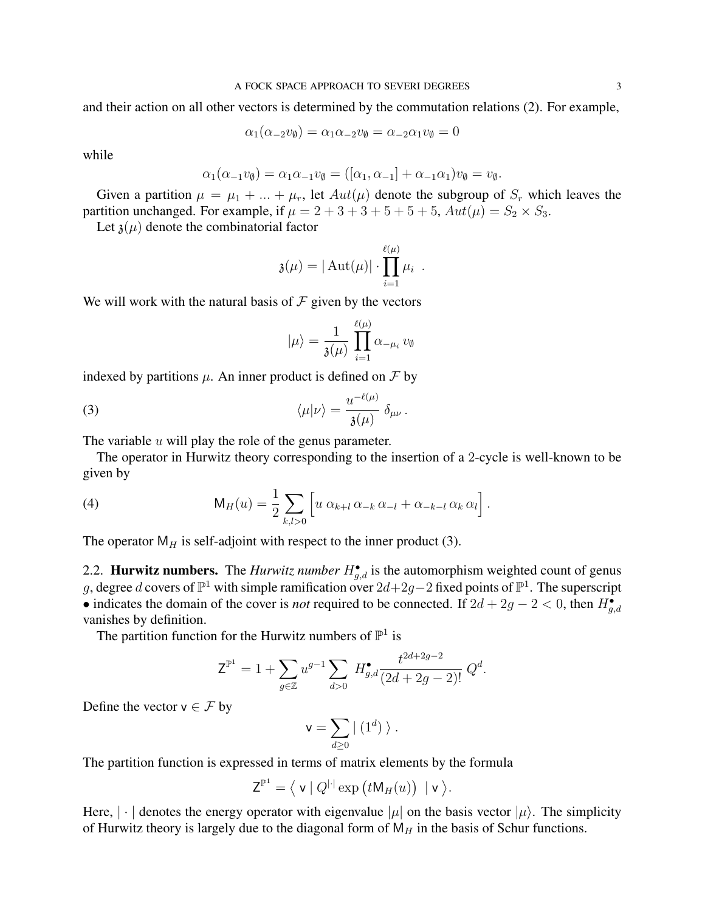and their action on all other vectors is determined by the commutation relations (2). For example,

$$\alpha_1(\alpha_{-2}v_\emptyset) = \alpha_1\alpha_{-2}v_\emptyset = \alpha_{-2}\alpha_1 v_\emptyset = 0$$

while

$$\alpha_1(\alpha_{-1}v_\emptyset) = \alpha_1\alpha_{-1}v_\emptyset = ([\alpha_1, \alpha_{-1}] + \alpha_{-1}\alpha_1)v_\emptyset = v_\emptyset.$$

Given a partition $\mu = \mu_1 + ... + \mu_r$, let $Aut(\mu)$ denote the subgroup of $S_r$ which leaves the partition unchanged. For example, if $\mu = 2+3+3+5+5+5$, $Aut(\mu) = S_2 \times S_3$.

Let $\mathfrak{z}(\mu)$ denote the combinatorial factor

$$\mathfrak{z}(\mu) = |\operatorname{Aut}(\mu)| \cdot \prod_{i=1}^{\ell(\mu)} \mu_i \ .$$

We will work with the natural basis of $\mathcal{F}$ given by the vectors

$$|\mu\rangle = \frac{1}{\mathfrak{z}(\mu)} \prod_{i=1}^{\ell(\mu)} \alpha_{-\mu_i}\, v_\emptyset$$

indexed by partitions $\mu$. An inner product is defined on $\mathcal{F}$ by

$$\langle \mu | \nu \rangle = \frac{u^{-\ell(\mu)}}{\mathfrak{z}(\mu)}\ \delta_{\mu\nu}\,. \tag{3}$$

The variable $u$ will play the role of the genus parameter.

The operator in Hurwitz theory corresponding to the insertion of a 2-cycle is well-known to be given by

$$\mathsf{M}_H(u) = \frac{1}{2}\sum_{k,l>0}\Big[u\, \alpha_{k+l}\, \alpha_{-k}\, \alpha_{-l} + \alpha_{-k-l}\, \alpha_k\, \alpha_l\Big]\,. \tag{4}$$

The operator $\mathsf{M}_H$ is self-adjoint with respect to the inner product (3).

## 2.2. **Hurwitz numbers.**

The *Hurwitz number* $H^\bullet_{g,d}$ is the automorphism weighted count of genus $g$, degree $d$ covers of $\mathbb{P}^1$ with simple ramification over $2d+2g-2$ fixed points of $\mathbb{P}^1$. The superscript $\bullet$ indicates the domain of the cover is *not* required to be connected. If $2d+2g-2<0$, then $H^\bullet_{g,d}$ vanishes by definition.

The partition function for the Hurwitz numbers of $\mathbb{P}^1$ is

$$\mathsf{Z}^{\mathbb{P}^1} = 1 + \sum_{g\in\mathbb{Z}} u^{g-1}\sum_{d>0} H^\bullet_{g,d}\frac{t^{2d+2g-2}}{(2d+2g-2)!}\, Q^d.$$

Define the vector $\mathsf{v} \in \mathcal{F}$ by

$$\mathsf{v} = \sum_{d\geq 0} |\ (1^d)\ \rangle\ .$$

The partition function is expressed in terms of matrix elements by the formula

$$\mathsf{Z}^{\mathbb{P}^1} = \big\langle\ \mathsf{v}\ |\ Q^{|\cdot|}\exp\big(t\mathsf{M}_H(u)\big)\ \ |\ \mathsf{v}\ \big\rangle.$$

Here, $|\cdot|$ denotes the energy operator with eigenvalue $|\mu|$ on the basis vector $|\mu\rangle$. The simplicity of Hurwitz theory is largely due to the diagonal form of $\mathsf{M}_H$ in the basis of Schur functions.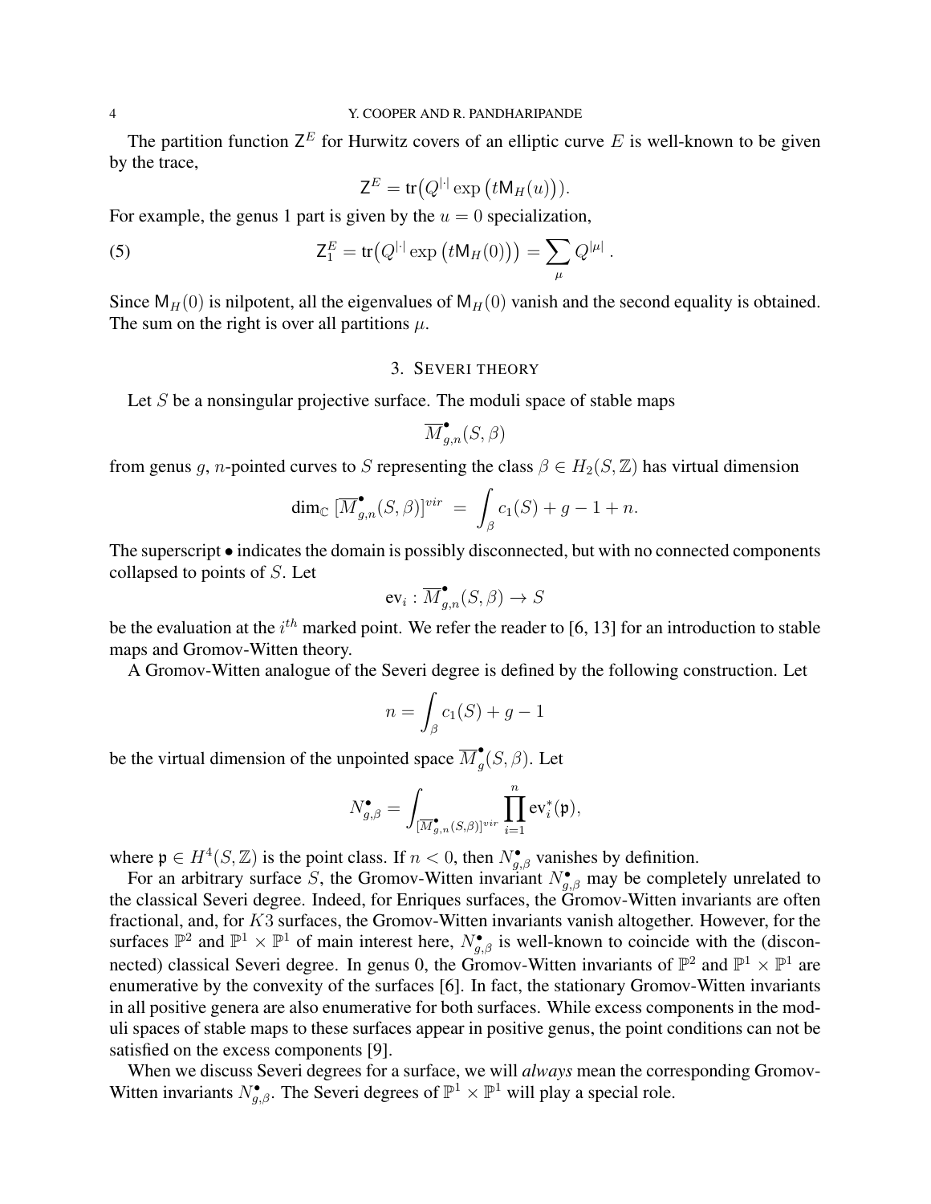The partition function $\mathsf{Z}^E$ for Hurwitz covers of an elliptic curve $E$ is well-known to be given by the trace,

$$\mathsf{Z}^E = \mathrm{tr}\big(Q^{|\cdot|} \exp\big(t\mathsf{M}_H(u)\big)\big).$$

For example, the genus 1 part is given by the $u = 0$ specialization,

$$\mathsf{Z}^E_1 = \mathrm{tr}\big(Q^{|\cdot|} \exp\big(t\mathsf{M}_H(0)\big)\big) = \sum_\mu Q^{|\mu|} \, . \tag{5}$$

Since $\mathsf{M}_H(0)$ is nilpotent, all the eigenvalues of $\mathsf{M}_H(0)$ vanish and the second equality is obtained. The sum on the right is over all partitions $\mu$.

## 3. Severi theory

Let $S$ be a nonsingular projective surface. The moduli space of stable maps

$$\overline{M}^\bullet_{g,n}(S, \beta)$$

from genus $g$, $n$-pointed curves to $S$ representing the class $\beta \in H_2(S, \mathbb{Z})$ has virtual dimension

$$\dim_{\mathbb{C}} \, [\overline{M}^\bullet_{g,n}(S, \beta)]^{vir} \; = \; \int_\beta c_1(S) + g - 1 + n.$$

The superscript $\bullet$ indicates the domain is possibly disconnected, but with no connected components collapsed to points of $S$. Let

$$\mathrm{ev}_i : \overline{M}^\bullet_{g,n}(S, \beta) \to S$$

be the evaluation at the $i^{th}$ marked point. We refer the reader to [6, 13] for an introduction to stable maps and Gromov-Witten theory.

A Gromov-Witten analogue of the Severi degree is defined by the following construction. Let

$$n = \int_\beta c_1(S) + g - 1$$

be the virtual dimension of the unpointed space $\overline{M}^\bullet_g(S, \beta)$. Let

$$N^\bullet_{g,\beta} = \int_{[\overline{M}^\bullet_{g,n}(S,\beta)]^{vir}} \prod_{i=1}^n \mathrm{ev}_i^*(\mathfrak{p}),$$

where $\mathfrak{p} \in H^4(S, \mathbb{Z})$ is the point class. If $n < 0$, then $N^\bullet_{g,\beta}$ vanishes by definition.

For an arbitrary surface $S$, the Gromov-Witten invariant $N^\bullet_{g,\beta}$ may be completely unrelated to the classical Severi degree. Indeed, for Enriques surfaces, the Gromov-Witten invariants are often fractional, and, for $K3$ surfaces, the Gromov-Witten invariants vanish altogether. However, for the surfaces $\mathbb{P}^2$ and $\mathbb{P}^1 \times \mathbb{P}^1$ of main interest here, $N^\bullet_{g,\beta}$ is well-known to coincide with the (disconnected) classical Severi degree. In genus 0, the Gromov-Witten invariants of $\mathbb{P}^2$ and $\mathbb{P}^1 \times \mathbb{P}^1$ are enumerative by the convexity of the surfaces [6]. In fact, the stationary Gromov-Witten invariants in all positive genera are also enumerative for both surfaces. While excess components in the moduli spaces of stable maps to these surfaces appear in positive genus, the point conditions can not be satisfied on the excess components [9].

When we discuss Severi degrees for a surface, we will *always* mean the corresponding Gromov-Witten invariants $N^\bullet_{g,\beta}$. The Severi degrees of $\mathbb{P}^1 \times \mathbb{P}^1$ will play a special role.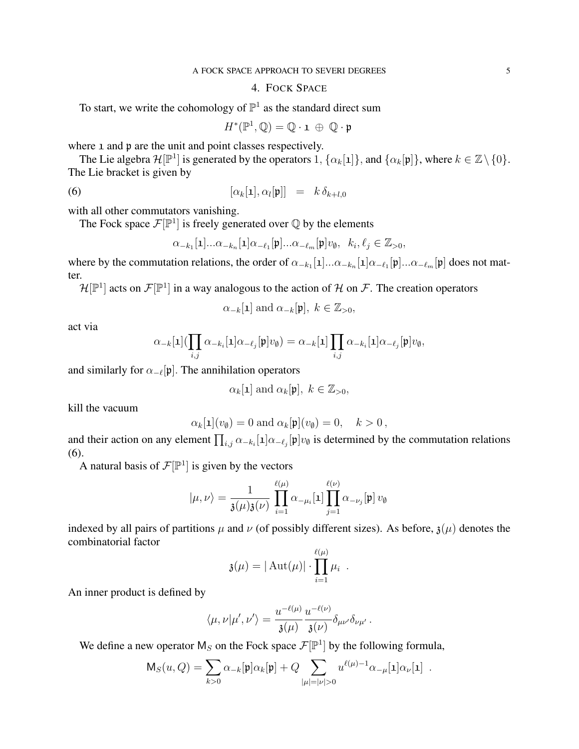## 4. Fock Space

To start, we write the cohomology of $\mathbb{P}^1$ as the standard direct sum

$$H^*(\mathbb{P}^1, \mathbb{Q}) = \mathbb{Q} \cdot \mathtt{1} \ \oplus \ \mathbb{Q} \cdot \mathfrak{p}$$

where $\mathtt{1}$ and $\mathfrak{p}$ are the unit and point classes respectively.

The Lie algebra $\mathcal{H}[\mathbb{P}^1]$ is generated by the operators $1$, $\{\alpha_k[\mathtt{1}]\}$, and $\{\alpha_k[\mathfrak{p}]\}$, where $k \in \mathbb{Z} \setminus \{0\}$. The Lie bracket is given by

$$[\alpha_k[\mathtt{1}], \alpha_l[\mathfrak{p}]] \ = \ k\, \delta_{k+l,0} \tag{6}$$

with all other commutators vanishing.

The Fock space $\mathcal{F}[\mathbb{P}^1]$ is freely generated over $\mathbb{Q}$ by the elements

$$\alpha_{-k_1}[\mathtt{1}]...\alpha_{-k_n}[\mathtt{1}]\alpha_{-\ell_1}[\mathfrak{p}]...\alpha_{-\ell_m}[\mathfrak{p}]v_\emptyset, \ \ k_i, \ell_j \in \mathbb{Z}_{>0},$$

where by the commutation relations, the order of $\alpha_{-k_1}[\mathtt{1}]...\alpha_{-k_n}[\mathtt{1}]\alpha_{-\ell_1}[\mathfrak{p}]...\alpha_{-\ell_m}[\mathfrak{p}]$ does not matter.

$\mathcal{H}[\mathbb{P}^1]$ acts on $\mathcal{F}[\mathbb{P}^1]$ in a way analogous to the action of $\mathcal{H}$ on $\mathcal{F}$. The creation operators

$$\alpha_{-k}[\mathtt{1}] \text{ and } \alpha_{-k}[\mathfrak{p}], \ k \in \mathbb{Z}_{>0},$$

act via

$$\alpha_{-k}[\mathtt{1}](\prod_{i,j} \alpha_{-k_i}[\mathtt{1}]\alpha_{-\ell_j}[\mathfrak{p}]v_\emptyset) = \alpha_{-k}[\mathtt{1}] \prod_{i,j} \alpha_{-k_i}[\mathtt{1}]\alpha_{-\ell_j}[\mathfrak{p}]v_\emptyset,$$

and similarly for $\alpha_{-\ell}[\mathfrak{p}]$. The annihilation operators

$$\alpha_k[\mathtt{1}] \text{ and } \alpha_k[\mathfrak{p}], \ k \in \mathbb{Z}_{>0},$$

kill the vacuum

$$\alpha_k[\mathtt{1}](v_\emptyset) = 0 \text{ and } \alpha_k[\mathfrak{p}](v_\emptyset) = 0, \quad k > 0\,,$$

and their action on any element $\prod_{i,j} \alpha_{-k_i}[\mathtt{1}]\alpha_{-\ell_j}[\mathfrak{p}]v_\emptyset$ is determined by the commutation relations (6).

A natural basis of $\mathcal{F}[\mathbb{P}^1]$ is given by the vectors

$$|\mu, \nu\rangle = \frac{1}{\mathfrak{z}(\mu)\mathfrak{z}(\nu)} \prod_{i=1}^{\ell(\mu)} \alpha_{-\mu_i}[\mathtt{1}] \prod_{j=1}^{\ell(\nu)} \alpha_{-\nu_j}[\mathfrak{p}]\, v_\emptyset$$

indexed by all pairs of partitions $\mu$ and $\nu$ (of possibly different sizes). As before, $\mathfrak{z}(\mu)$ denotes the combinatorial factor

$$\mathfrak{z}(\mu) = |\operatorname{Aut}(\mu)| \cdot \prod_{i=1}^{\ell(\mu)} \mu_i \ \ .$$

An inner product is defined by

$$\langle \mu, \nu | \mu', \nu' \rangle = \frac{u^{-\ell(\mu)}}{\mathfrak{z}(\mu)} \frac{u^{-\ell(\nu)}}{\mathfrak{z}(\nu)} \delta_{\mu\nu'}\delta_{\nu\mu'}\,.$$

We define a new operator $\mathsf{M}_S$ on the Fock space $\mathcal{F}[\mathbb{P}^1]$ by the following formula,

$$\mathsf{M}_S(u, Q) = \sum_{k>0} \alpha_{-k}[\mathfrak{p}]\alpha_k[\mathfrak{p}] + Q \sum_{|\mu|=|\nu|>0} u^{\ell(\mu)-1}\alpha_{-\mu}[\mathtt{1}]\alpha_\nu[\mathtt{1}] \ \ .$$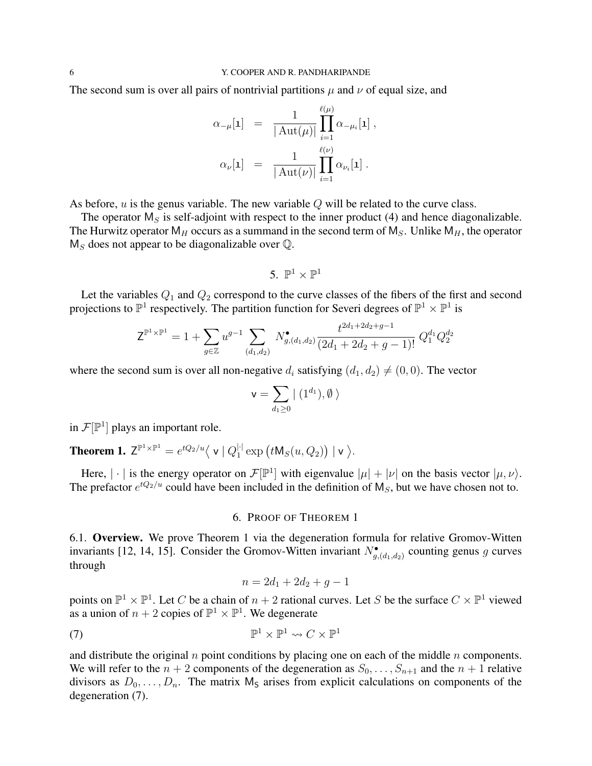The second sum is over all pairs of nontrivial partitions $\mu$ and $\nu$ of equal size, and

$$\alpha_{-\mu}[\mathtt{1}] = \frac{1}{|\operatorname{Aut}(\mu)|} \prod_{i=1}^{\ell(\mu)} \alpha_{-\mu_i}[\mathtt{1}] \,,$$

$$\alpha_{\nu}[\mathtt{1}] = \frac{1}{|\operatorname{Aut}(\nu)|} \prod_{i=1}^{\ell(\nu)} \alpha_{\nu_i}[\mathtt{1}] \,.$$

As before, $u$ is the genus variable. The new variable $Q$ will be related to the curve class.

The operator $\mathsf{M}_S$ is self-adjoint with respect to the inner product (4) and hence diagonalizable. The Hurwitz operator $\mathsf{M}_H$ occurs as a summand in the second term of $\mathsf{M}_S$. Unlike $\mathsf{M}_H$, the operator $\mathsf{M}_S$ does not appear to be diagonalizable over $\mathbb{Q}$.

## 5. $\mathbb{P}^1 \times \mathbb{P}^1$

Let the variables $Q_1$ and $Q_2$ correspond to the curve classes of the fibers of the first and second projections to $\mathbb{P}^1$ respectively. The partition function for Severi degrees of $\mathbb{P}^1 \times \mathbb{P}^1$ is

$$\mathsf{Z}^{\mathbb{P}^1 \times \mathbb{P}^1} = 1 + \sum_{g \in \mathbb{Z}} u^{g-1} \sum_{(d_1,d_2)} N^{\bullet}_{g,(d_1,d_2)} \frac{t^{2d_1+2d_2+g-1}}{(2d_1+2d_2+g-1)!} \, Q_1^{d_1} Q_2^{d_2}$$

where the second sum is over all non-negative $d_i$ satisfying $(d_1, d_2) \neq (0,0)$. The vector

$$\mathsf{v} = \sum_{d_1 \geq 0} \big|\, (1^{d_1}), \emptyset \,\big\rangle$$

in $\mathcal{F}[\mathbb{P}^1]$ plays an important role.

**Theorem 1.** $\mathsf{Z}^{\mathbb{P}^1 \times \mathbb{P}^1} = e^{tQ_2/u} \big\langle\, \mathsf{v} \mid Q_1^{|\cdot|} \exp\big(t \mathsf{M}_S(u, Q_2)\big) \mid \mathsf{v} \,\big\rangle.$

Here, $|\cdot|$ is the energy operator on $\mathcal{F}[\mathbb{P}^1]$ with eigenvalue $|\mu| + |\nu|$ on the basis vector $|\mu, \nu\rangle$. The prefactor $e^{tQ_2/u}$ could have been included in the definition of $\mathsf{M}_S$, but we have chosen not to.

## 6. Proof of Theorem 1

6.1. **Overview.** We prove Theorem 1 via the degeneration formula for relative Gromov-Witten invariants [12, 14, 15]. Consider the Gromov-Witten invariant $N^{\bullet}_{g,(d_1,d_2)}$ counting genus $g$ curves through

$$n = 2d_1 + 2d_2 + g - 1$$

points on $\mathbb{P}^1 \times \mathbb{P}^1$. Let $C$ be a chain of $n+2$ rational curves. Let $S$ be the surface $C \times \mathbb{P}^1$ viewed as a union of $n+2$ copies of $\mathbb{P}^1 \times \mathbb{P}^1$. We degenerate

$$\mathbb{P}^1 \times \mathbb{P}^1 \rightsquigarrow C \times \mathbb{P}^1 \tag{7}$$

and distribute the original $n$ point conditions by placing one on each of the middle $n$ components. We will refer to the $n+2$ components of the degeneration as $S_0, \ldots, S_{n+1}$ and the $n+1$ relative divisors as $D_0, \ldots, D_n$. The matrix $\mathsf{M}_\mathsf{S}$ arises from explicit calculations on components of the degeneration (7).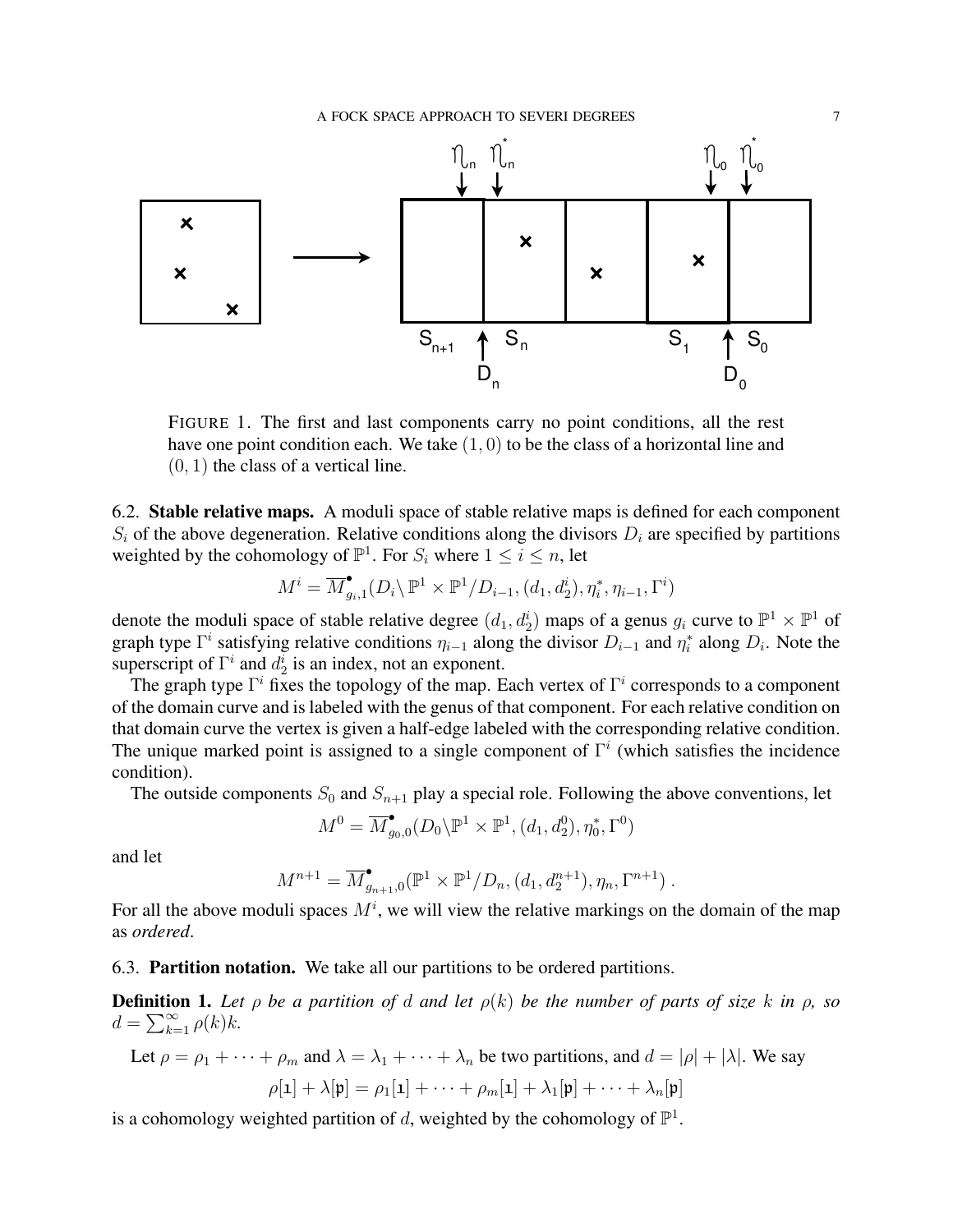FIGURE 1. The first and last components carry no point conditions, all the rest have one point condition each. We take $(1, 0)$ to be the class of a horizontal line and $(0, 1)$ the class of a vertical line.

**6.2. Stable relative maps.** A moduli space of stable relative maps is defined for each component $S_i$ of the above degeneration. Relative conditions along the divisors $D_i$ are specified by partitions weighted by the cohomology of $\mathbb{P}^1$. For $S_i$ where $1 \leq i \leq n$, let

$$M^i = \overline{M}^{\bullet}_{g_i,1}(D_i \backslash \mathbb{P}^1 \times \mathbb{P}^1 / D_{i-1}, (d_1, d_2^i), \eta_i^*, \eta_{i-1}, \Gamma^i)$$

denote the moduli space of stable relative degree $(d_1, d_2^i)$ maps of a genus $g_i$ curve to $\mathbb{P}^1 \times \mathbb{P}^1$ of graph type $\Gamma^i$ satisfying relative conditions $\eta_{i-1}$ along the divisor $D_{i-1}$ and $\eta_i^*$ along $D_i$. Note the superscript of $\Gamma^i$ and $d_2^i$ is an index, not an exponent.

The graph type $\Gamma^i$ fixes the topology of the map. Each vertex of $\Gamma^i$ corresponds to a component of the domain curve and is labeled with the genus of that component. For each relative condition on that domain curve the vertex is given a half-edge labeled with the corresponding relative condition. The unique marked point is assigned to a single component of $\Gamma^i$ (which satisfies the incidence condition).

The outside components $S_0$ and $S_{n+1}$ play a special role. Following the above conventions, let

$$M^0 = \overline{M}^{\bullet}_{g_0,0}(D_0 \backslash \mathbb{P}^1 \times \mathbb{P}^1, (d_1, d_2^0), \eta_0^*, \Gamma^0)$$

and let

$$M^{n+1} = \overline{M}^{\bullet}_{g_{n+1},0}(\mathbb{P}^1 \times \mathbb{P}^1 / D_n, (d_1, d_2^{n+1}), \eta_n, \Gamma^{n+1}) \, .$$

For all the above moduli spaces $M^i$, we will view the relative markings on the domain of the map as *ordered*.

**6.3. Partition notation.** We take all our partitions to be ordered partitions.

**Definition 1.** *Let $\rho$ be a partition of $d$ and let $\rho(k)$ be the number of parts of size $k$ in $\rho$, so $d = \sum_{k=1}^{\infty} \rho(k)k$.*

Let $\rho = \rho_1 + \cdots + \rho_m$ and $\lambda = \lambda_1 + \cdots + \lambda_n$ be two partitions, and $d = |\rho| + |\lambda|$. We say

$$\rho[\mathfrak{1}] + \lambda[\mathfrak{p}] = \rho_1[\mathfrak{1}] + \cdots + \rho_m[\mathfrak{1}] + \lambda_1[\mathfrak{p}] + \cdots + \lambda_n[\mathfrak{p}]$$

is a cohomology weighted partition of $d$, weighted by the cohomology of $\mathbb{P}^1$.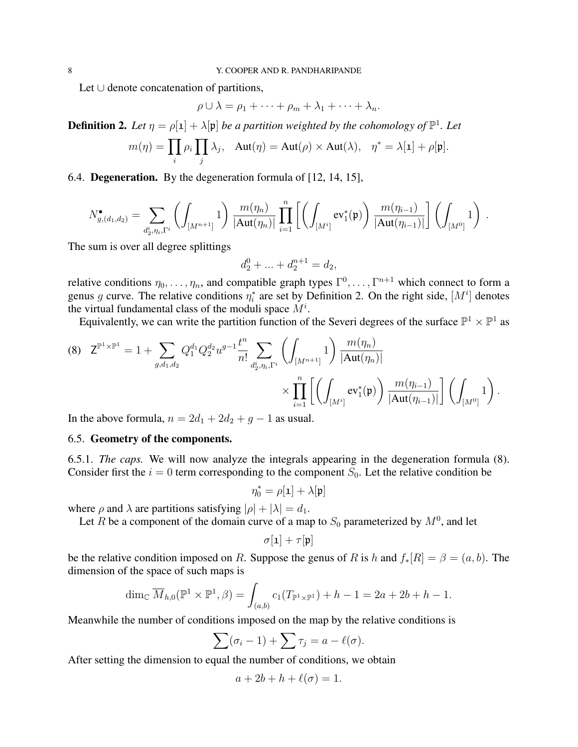Let $\cup$ denote concatenation of partitions,

$$\rho \cup \lambda = \rho_1 + \cdots + \rho_m + \lambda_1 + \cdots + \lambda_n.$$

**Definition 2.** *Let $\eta = \rho[\mathfrak{1}] + \lambda[\mathfrak{p}]$ be a partition weighted by the cohomology of $\mathbb{P}^1$. Let*

$$m(\eta) = \prod_i \rho_i \prod_j \lambda_j, \quad \mathrm{Aut}(\eta) = \mathrm{Aut}(\rho) \times \mathrm{Aut}(\lambda), \quad \eta^* = \lambda[\mathfrak{1}] + \rho[\mathfrak{p}].$$

6.4. **Degeneration.** By the degeneration formula of [12, 14, 15],

$$N^\bullet_{g,(d_1,d_2)} = \sum_{d_2^i, \eta_i, \Gamma^i} \left( \int_{[M^{n+1}]} 1 \right) \frac{m(\eta_n)}{|\mathrm{Aut}(\eta_n)|} \prod_{i=1}^{n} \left[ \left( \int_{[M^i]} \mathrm{ev}_1^*(\mathfrak{p}) \right) \frac{m(\eta_{i-1})}{|\mathrm{Aut}(\eta_{i-1})|} \right] \left( \int_{[M^0]} 1 \right) .$$

The sum is over all degree splittings

$$d_2^0 + ... + d_2^{n+1} = d_2,$$

relative conditions $\eta_0, \ldots, \eta_n$, and compatible graph types $\Gamma^0, \ldots, \Gamma^{n+1}$ which connect to form a genus $g$ curve. The relative conditions $\eta_i^*$ are set by Definition 2. On the right side, $[M^i]$ denotes the virtual fundamental class of the moduli space $M^i$.

Equivalently, we can write the partition function of the Severi degrees of the surface $\mathbb{P}^1 \times \mathbb{P}^1$ as

$$\mathsf{Z}^{\mathbb{P}^1 \times \mathbb{P}^1} = 1 + \sum_{g,d_1,d_2} Q_1^{d_1} Q_2^{d_2} u^{g-1} \frac{t^n}{n!} \sum_{d_2^i, \eta_i, \Gamma^i} \left( \int_{[M^{n+1}]} 1 \right) \frac{m(\eta_n)}{|\mathrm{Aut}(\eta_n)|} \times \prod_{i=1}^{n} \left[ \left( \int_{[M^i]} \mathrm{ev}_1^*(\mathfrak{p}) \right) \frac{m(\eta_{i-1})}{|\mathrm{Aut}(\eta_{i-1})|} \right] \left( \int_{[M^0]} 1 \right). \tag{8}$$

In the above formula, $n = 2d_1 + 2d_2 + g - 1$ as usual.

6.5. **Geometry of the components.**

6.5.1. *The caps.* We will now analyze the integrals appearing in the degeneration formula (8). Consider first the $i = 0$ term corresponding to the component $S_0$. Let the relative condition be

$$\eta_0^* = \rho[\mathfrak{1}] + \lambda[\mathfrak{p}]$$

where $\rho$ and $\lambda$ are partitions satisfying $|\rho| + |\lambda| = d_1$.

Let $R$ be a component of the domain curve of a map to $S_0$ parameterized by $M^0$, and let

$$\sigma[\mathfrak{1}] + \tau[\mathfrak{p}]$$

be the relative condition imposed on $R$. Suppose the genus of $R$ is $h$ and $f_*[R] = \beta = (a, b)$. The dimension of the space of such maps is

$$\dim_{\mathbb{C}} \overline{M}_{h,0}(\mathbb{P}^1 \times \mathbb{P}^1, \beta) = \int_{(a,b)} c_1(T_{\mathbb{P}^1 \times \mathbb{P}^1}) + h - 1 = 2a + 2b + h - 1.$$

Meanwhile the number of conditions imposed on the map by the relative conditions is

$$\sum (\sigma_i - 1) + \sum \tau_j = a - \ell(\sigma).$$

After setting the dimension to equal the number of conditions, we obtain

$$a + 2b + h + \ell(\sigma) = 1.$$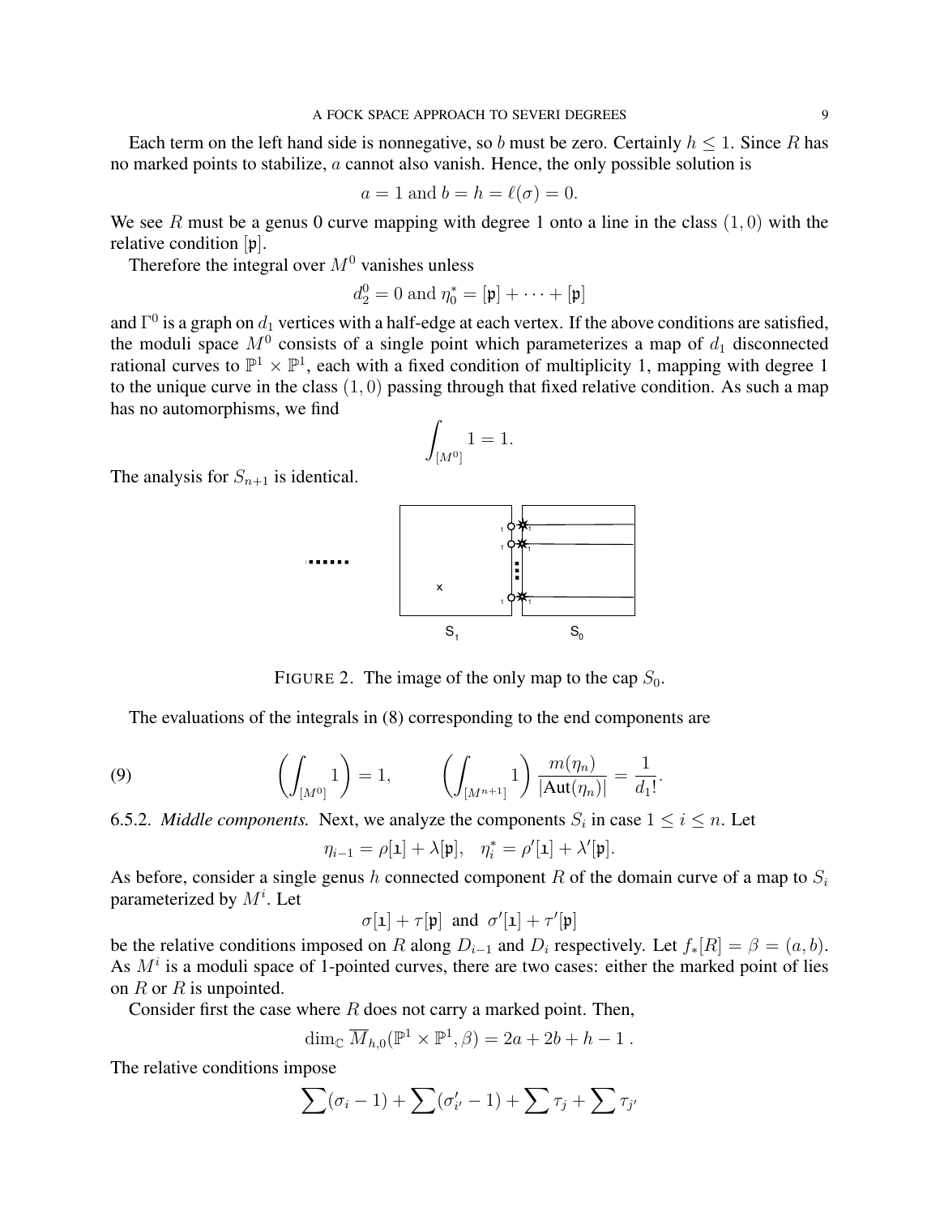Each term on the left hand side is nonnegative, so $b$ must be zero. Certainly $h \leq 1$. Since $R$ has no marked points to stabilize, $a$ cannot also vanish. Hence, the only possible solution is

$$a = 1 \text{ and } b = h = \ell(\sigma) = 0.$$

We see $R$ must be a genus 0 curve mapping with degree 1 onto a line in the class $(1, 0)$ with the relative condition $[\mathfrak{p}]$.

Therefore the integral over $M^0$ vanishes unless

$$d_2^0 = 0 \text{ and } \eta_0^* = [\mathfrak{p}] + \cdots + [\mathfrak{p}]$$

and $\Gamma^0$ is a graph on $d_1$ vertices with a half-edge at each vertex. If the above conditions are satisfied, the moduli space $M^0$ consists of a single point which parameterizes a map of $d_1$ disconnected rational curves to $\mathbb{P}^1 \times \mathbb{P}^1$, each with a fixed condition of multiplicity 1, mapping with degree 1 to the unique curve in the class $(1, 0)$ passing through that fixed relative condition. As such a map has no automorphisms, we find

$$\int_{[M^0]} 1 = 1.$$

The analysis for $S_{n+1}$ is identical.

FIGURE 2. The image of the only map to the cap $S_0$.

The evaluations of the integrals in (8) corresponding to the end components are

$$\left( \int_{[M^0]} 1 \right) = 1, \qquad \left( \int_{[M^{n+1}]} 1 \right) \frac{m(\eta_n)}{|\text{Aut}(\eta_n)|} = \frac{1}{d_1!}. \tag{9}$$

6.5.2. *Middle components.* Next, we analyze the components $S_i$ in case $1 \leq i \leq n$. Let

$$\eta_{i-1} = \rho[\mathfrak{1}] + \lambda[\mathfrak{p}], \quad \eta_i^* = \rho'[\mathfrak{1}] + \lambda'[\mathfrak{p}].$$

As before, consider a single genus $h$ connected component $R$ of the domain curve of a map to $S_i$ parameterized by $M^i$. Let

$$\sigma[\mathfrak{1}] + \tau[\mathfrak{p}] \text{ and } \sigma'[\mathfrak{1}] + \tau'[\mathfrak{p}]$$

be the relative conditions imposed on $R$ along $D_{i-1}$ and $D_i$ respectively. Let $f_*[R] = \beta = (a, b)$. As $M^i$ is a moduli space of 1-pointed curves, there are two cases: either the marked point of lies on $R$ or $R$ is unpointed.

Consider first the case where $R$ does not carry a marked point. Then,

$$\dim_{\mathbb{C}} \overline{M}_{h,0}(\mathbb{P}^1 \times \mathbb{P}^1, \beta) = 2a + 2b + h - 1 \,.$$

The relative conditions impose

$$\sum(\sigma_i - 1) + \sum(\sigma'_{i'} - 1) + \sum \tau_j + \sum \tau_{j'}$$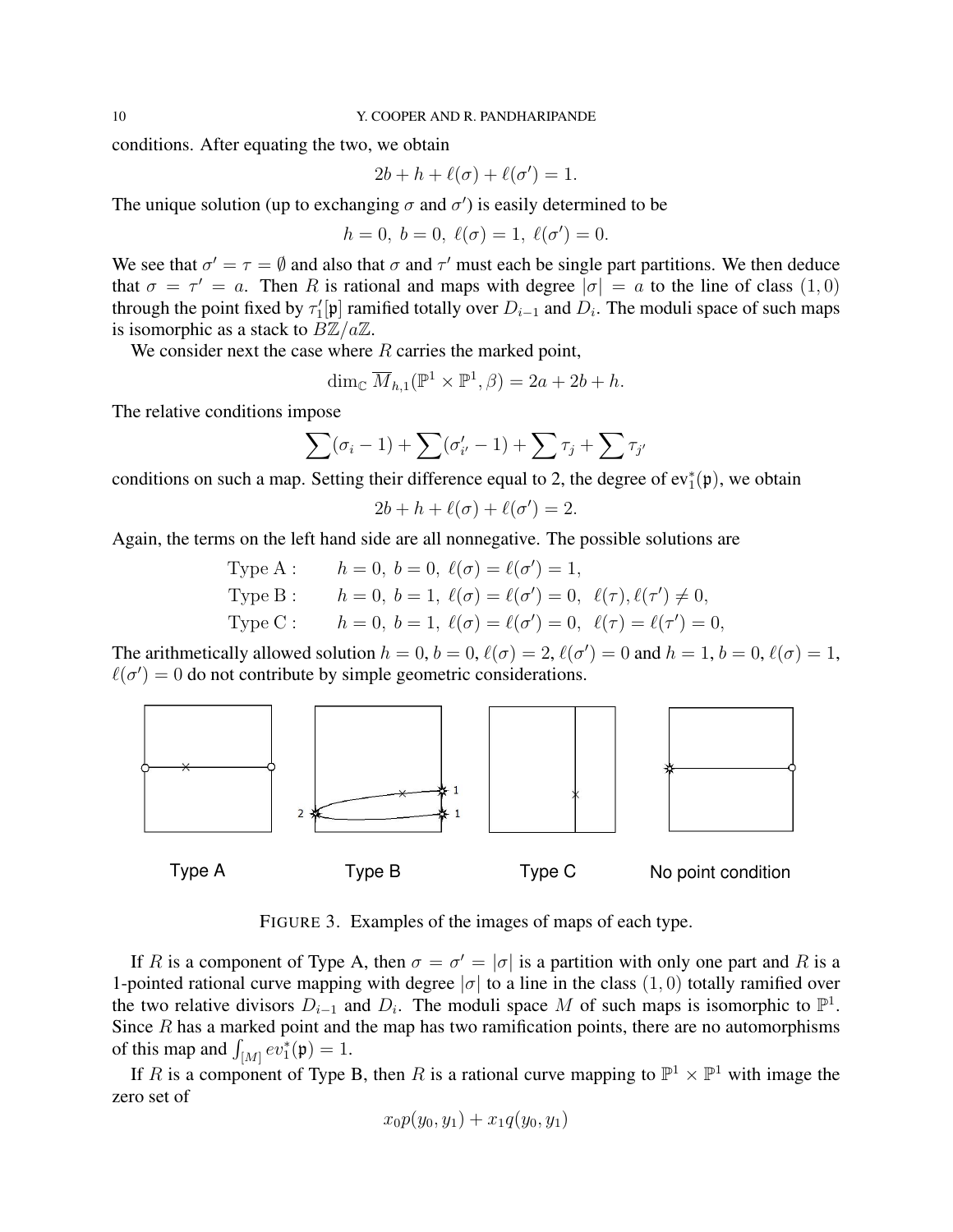conditions. After equating the two, we obtain

$$2b + h + \ell(\sigma) + \ell(\sigma') = 1.$$

The unique solution (up to exchanging $\sigma$ and $\sigma'$) is easily determined to be

$$h = 0,\ b = 0,\ \ell(\sigma) = 1,\ \ell(\sigma') = 0.$$

We see that $\sigma' = \tau = \emptyset$ and also that $\sigma$ and $\tau'$ must each be single part partitions. We then deduce that $\sigma = \tau' = a$. Then $R$ is rational and maps with degree $|\sigma| = a$ to the line of class $(1,0)$ through the point fixed by $\tau_1'[\mathfrak{p}]$ ramified totally over $D_{i-1}$ and $D_i$. The moduli space of such maps is isomorphic as a stack to $B\mathbb{Z}/a\mathbb{Z}$.

We consider next the case where $R$ carries the marked point,

$$\dim_{\mathbb{C}} \overline{M}_{h,1}(\mathbb{P}^1 \times \mathbb{P}^1, \beta) = 2a + 2b + h.$$

The relative conditions impose

$$\sum(\sigma_i - 1) + \sum(\sigma'_{i'} - 1) + \sum \tau_j + \sum \tau_{j'}$$

conditions on such a map. Setting their difference equal to 2, the degree of $\mathrm{ev}_1^*(\mathfrak{p})$, we obtain

$$2b + h + \ell(\sigma) + \ell(\sigma') = 2.$$

Again, the terms on the left hand side are all nonnegative. The possible solutions are

$$\begin{aligned}
&\text{Type A}: \quad && h = 0,\ b = 0,\ \ell(\sigma) = \ell(\sigma') = 1,\\
&\text{Type B}: \quad && h = 0,\ b = 1,\ \ell(\sigma) = \ell(\sigma') = 0,\ \ \ell(\tau), \ell(\tau') \neq 0,\\
&\text{Type C}: \quad && h = 0,\ b = 1,\ \ell(\sigma) = \ell(\sigma') = 0,\ \ \ell(\tau) = \ell(\tau') = 0,
\end{aligned}$$

The arithmetically allowed solution $h = 0, b = 0, \ell(\sigma) = 2, \ell(\sigma') = 0$ and $h = 1, b = 0, \ell(\sigma) = 1$, $\ell(\sigma') = 0$ do not contribute by simple geometric considerations.

Type A &emsp; Type B &emsp; Type C &emsp; No point condition

FIGURE 3. Examples of the images of maps of each type.

If $R$ is a component of Type A, then $\sigma = \sigma' = |\sigma|$ is a partition with only one part and $R$ is a 1-pointed rational curve mapping with degree $|\sigma|$ to a line in the class $(1,0)$ totally ramified over the two relative divisors $D_{i-1}$ and $D_i$. The moduli space $M$ of such maps is isomorphic to $\mathbb{P}^1$. Since $R$ has a marked point and the map has two ramification points, there are no automorphisms of this map and $\int_{[M]} ev_1^*(\mathfrak{p}) = 1$.

If $R$ is a component of Type B, then $R$ is a rational curve mapping to $\mathbb{P}^1 \times \mathbb{P}^1$ with image the zero set of

$$x_0 p(y_0, y_1) + x_1 q(y_0, y_1)$$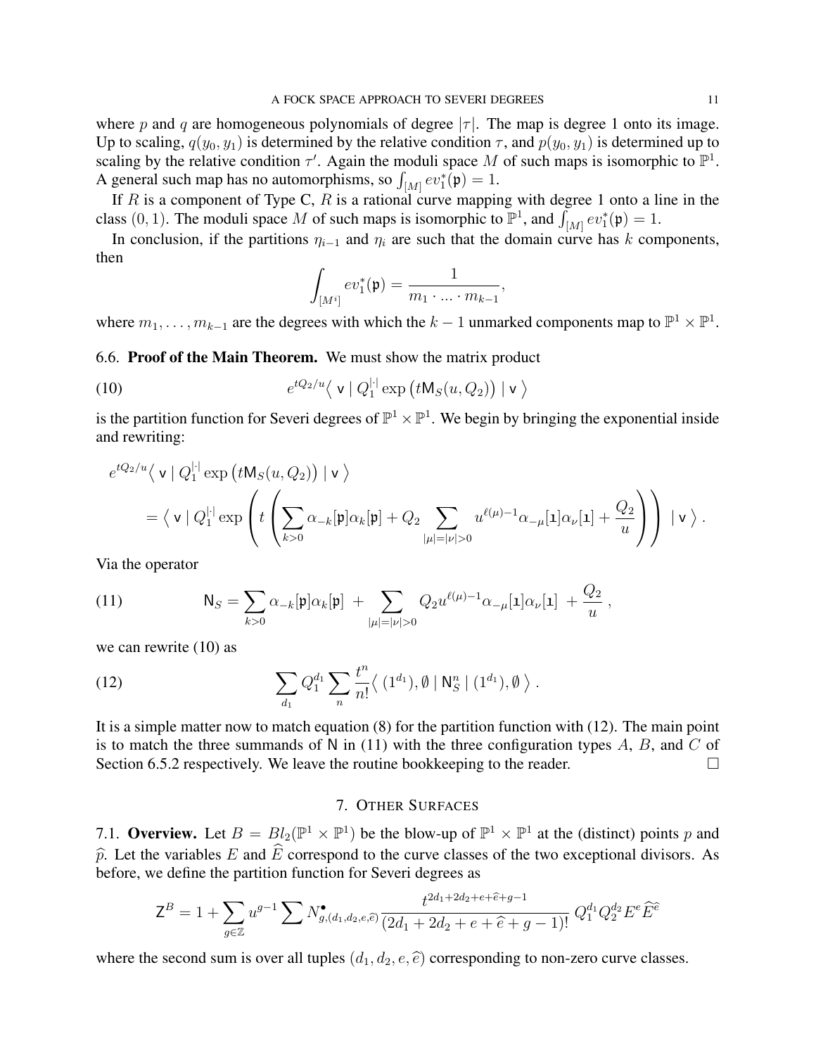where $p$ and $q$ are homogeneous polynomials of degree $|\tau|$. The map is degree 1 onto its image. Up to scaling, $q(y_0, y_1)$ is determined by the relative condition $\tau$, and $p(y_0, y_1)$ is determined up to scaling by the relative condition $\tau'$. Again the moduli space $M$ of such maps is isomorphic to $\mathbb{P}^1$. A general such map has no automorphisms, so $\int_{[M]} ev_1^*(\mathfrak{p}) = 1$.

If $R$ is a component of Type C, $R$ is a rational curve mapping with degree 1 onto a line in the class $(0, 1)$. The moduli space $M$ of such maps is isomorphic to $\mathbb{P}^1$, and $\int_{[M]} ev_1^*(\mathfrak{p}) = 1$.

In conclusion, if the partitions $\eta_{i-1}$ and $\eta_i$ are such that the domain curve has $k$ components, then

$$\int_{[M^i]} ev_1^*(\mathfrak{p}) = \frac{1}{m_1 \cdot \ldots \cdot m_{k-1}},$$

where $m_1, \ldots, m_{k-1}$ are the degrees with which the $k-1$ unmarked components map to $\mathbb{P}^1 \times \mathbb{P}^1$.

6.6. **Proof of the Main Theorem.** We must show the matrix product

$$e^{tQ_2/u}\big\langle\, \mathsf{v} \mid Q_1^{|\cdot|} \exp\big(t\mathsf{M}_S(u, Q_2)\big) \mid \mathsf{v}\,\big\rangle \tag{10}$$

is the partition function for Severi degrees of $\mathbb{P}^1 \times \mathbb{P}^1$. We begin by bringing the exponential inside and rewriting:

$$e^{tQ_2/u}\big\langle\, \mathsf{v} \mid Q_1^{|\cdot|} \exp\big(t\mathsf{M}_S(u, Q_2)\big) \mid \mathsf{v}\,\big\rangle$$
$$= \big\langle\, \mathsf{v} \mid Q_1^{|\cdot|} \exp\left(t\left(\sum_{k>0} \alpha_{-k}[\mathfrak{p}]\alpha_k[\mathfrak{p}] + Q_2 \sum_{|\mu|=|\nu|>0} u^{\ell(\mu)-1}\alpha_{-\mu}[\mathbb{1}]\alpha_\nu[\mathbb{1}] + \frac{Q_2}{u}\right)\right) \mid \mathsf{v}\,\big\rangle .$$

Via the operator

$$\mathsf{N}_S = \sum_{k>0} \alpha_{-k}[\mathfrak{p}]\alpha_k[\mathfrak{p}] \;+ \sum_{|\mu|=|\nu|>0} Q_2 u^{\ell(\mu)-1}\alpha_{-\mu}[\mathbb{1}]\alpha_\nu[\mathbb{1}] \;+ \frac{Q_2}{u}\,, \tag{11}$$

we can rewrite (10) as

$$\sum_{d_1} Q_1^{d_1} \sum_n \frac{t^n}{n!}\big\langle\, (1^{d_1}), \emptyset \mid \mathsf{N}_S^n \mid (1^{d_1}), \emptyset\,\big\rangle\,. \tag{12}$$

It is a simple matter now to match equation (8) for the partition function with (12). The main point is to match the three summands of $\mathsf{N}$ in (11) with the three configuration types $A$, $B$, and $C$ of Section 6.5.2 respectively. We leave the routine bookkeeping to the reader. $\square$

## 7. Other Surfaces

7.1. **Overview.** Let $B = Bl_2(\mathbb{P}^1 \times \mathbb{P}^1)$ be the blow-up of $\mathbb{P}^1 \times \mathbb{P}^1$ at the (distinct) points $p$ and $\widehat{p}$. Let the variables $E$ and $\widehat{E}$ correspond to the curve classes of the two exceptional divisors. As before, we define the partition function for Severi degrees as

$$\mathsf{Z}^B = 1 + \sum_{g\in\mathbb{Z}} u^{g-1} \sum N^\bullet_{g,(d_1,d_2,e,\widehat{e})} \frac{t^{2d_1+2d_2+e+\widehat{e}+g-1}}{(2d_1+2d_2+e+\widehat{e}+g-1)!}\, Q_1^{d_1} Q_2^{d_2} E^e \widehat{E}^{\widehat{e}}$$

where the second sum is over all tuples $(d_1, d_2, e, \widehat{e})$ corresponding to non-zero curve classes.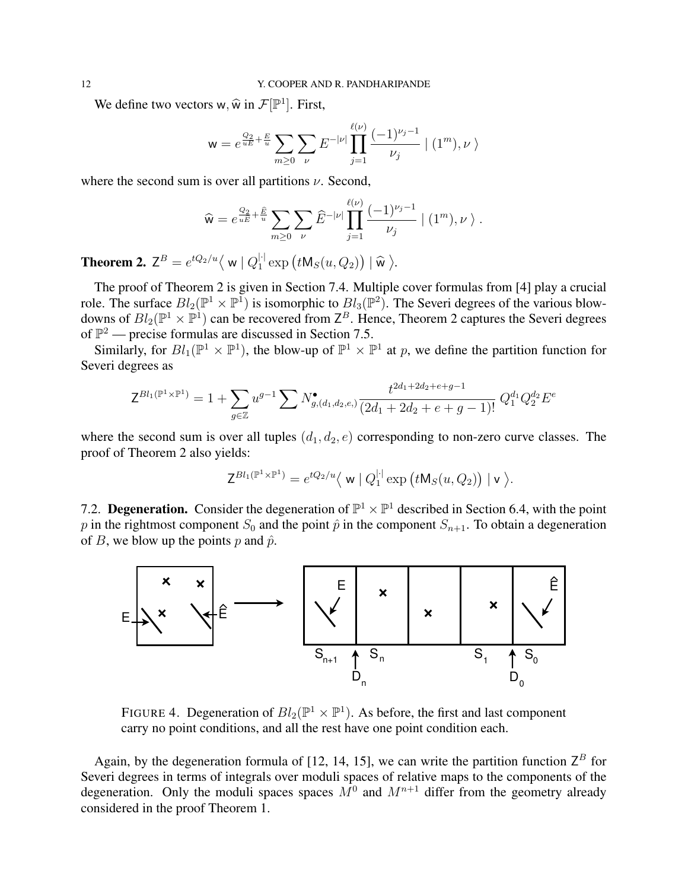We define two vectors $\mathsf{w}, \widehat{\mathsf{w}}$ in $\mathcal{F}[\mathbb{P}^1]$. First,

$$\mathsf{w} = e^{\frac{Q_2}{uE}+\frac{E}{u}} \sum_{m\geq 0} \sum_{\nu} E^{-|\nu|} \prod_{j=1}^{\ell(\nu)} \frac{(-1)^{\nu_j - 1}}{\nu_j} \mid (1^m), \nu \,\rangle$$

where the second sum is over all partitions $\nu$. Second,

$$\widehat{\mathsf{w}} = e^{\frac{Q_2}{u\widehat{E}}+\frac{\widehat{E}}{u}} \sum_{m\geq 0} \sum_{\nu} \widehat{E}^{-|\nu|} \prod_{j=1}^{\ell(\nu)} \frac{(-1)^{\nu_j - 1}}{\nu_j} \mid (1^m), \nu \,\rangle \,.$$

**Theorem 2.** $\mathsf{Z}^B = e^{tQ_2/u} \big\langle\, \mathsf{w} \mid Q_1^{|\cdot|} \exp\big(t\mathsf{M}_S(u, Q_2)\big) \mid \widehat{\mathsf{w}} \,\big\rangle$.

The proof of Theorem 2 is given in Section 7.4. Multiple cover formulas from [4] play a crucial role. The surface $Bl_2(\mathbb{P}^1 \times \mathbb{P}^1)$ is isomorphic to $Bl_3(\mathbb{P}^2)$. The Severi degrees of the various blow-downs of $Bl_2(\mathbb{P}^1 \times \mathbb{P}^1)$ can be recovered from $\mathsf{Z}^B$. Hence, Theorem 2 captures the Severi degrees of $\mathbb{P}^2$ — precise formulas are discussed in Section 7.5.

Similarly, for $Bl_1(\mathbb{P}^1 \times \mathbb{P}^1)$, the blow-up of $\mathbb{P}^1 \times \mathbb{P}^1$ at $p$, we define the partition function for Severi degrees as

$$\mathsf{Z}^{Bl_1(\mathbb{P}^1\times\mathbb{P}^1)} = 1 + \sum_{g\in\mathbb{Z}} u^{g-1} \sum N^{\bullet}_{g,(d_1,d_2,e,)} \frac{t^{2d_1+2d_2+e+g-1}}{(2d_1+2d_2+e+g-1)!}\, Q_1^{d_1} Q_2^{d_2} E^e$$

where the second sum is over all tuples $(d_1, d_2, e)$ corresponding to non-zero curve classes. The proof of Theorem 2 also yields:

$$\mathsf{Z}^{Bl_1(\mathbb{P}^1\times\mathbb{P}^1)} = e^{tQ_2/u} \big\langle\, \mathsf{w} \mid Q_1^{|\cdot|} \exp\big(t\mathsf{M}_S(u, Q_2)\big) \mid \mathsf{v} \,\big\rangle.$$

## 7.2. Degeneration.

Consider the degeneration of $\mathbb{P}^1 \times \mathbb{P}^1$ described in Section 6.4, with the point $p$ in the rightmost component $S_0$ and the point $\hat{p}$ in the component $S_{n+1}$. To obtain a degeneration of $B$, we blow up the points $p$ and $\hat{p}$.

FIGURE 4. Degeneration of $Bl_2(\mathbb{P}^1 \times \mathbb{P}^1)$. As before, the first and last component carry no point conditions, and all the rest have one point condition each.

Again, by the degeneration formula of [12, 14, 15], we can write the partition function $\mathsf{Z}^B$ for Severi degrees in terms of integrals over moduli spaces of relative maps to the components of the degeneration. Only the moduli spaces spaces $M^0$ and $M^{n+1}$ differ from the geometry already considered in the proof Theorem 1.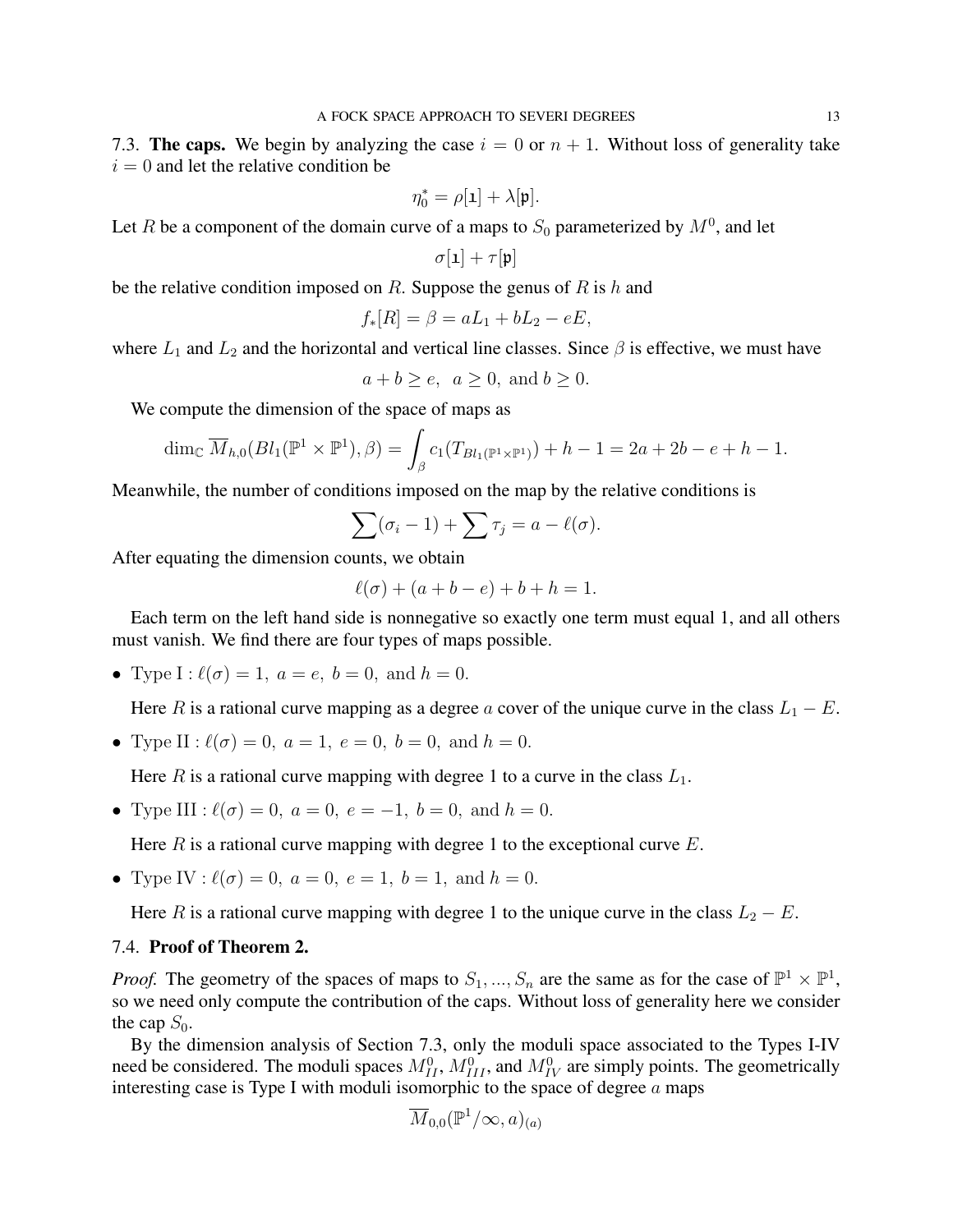7.3. **The caps.** We begin by analyzing the case $i = 0$ or $n + 1$. Without loss of generality take $i = 0$ and let the relative condition be

$$\eta_0^* = \rho[\mathfrak{1}] + \lambda[\mathfrak{p}].$$

Let $R$ be a component of the domain curve of a maps to $S_0$ parameterized by $M^0$, and let

$$\sigma[\mathfrak{1}] + \tau[\mathfrak{p}]$$

be the relative condition imposed on $R$. Suppose the genus of $R$ is $h$ and

$$f_*[R] = \beta = aL_1 + bL_2 - eE,$$

where $L_1$ and $L_2$ and the horizontal and vertical line classes. Since $\beta$ is effective, we must have

$$a + b \geq e, \;\; a \geq 0, \text{ and } b \geq 0.$$

We compute the dimension of the space of maps as

$$\dim_{\mathbb{C}} \overline{M}_{h,0}(Bl_1(\mathbb{P}^1 \times \mathbb{P}^1), \beta) = \int_\beta c_1(T_{Bl_1(\mathbb{P}^1 \times \mathbb{P}^1)}) + h - 1 = 2a + 2b - e + h - 1.$$

Meanwhile, the number of conditions imposed on the map by the relative conditions is

$$\sum (\sigma_i - 1) + \sum \tau_j = a - \ell(\sigma).$$

After equating the dimension counts, we obtain

$$\ell(\sigma) + (a + b - e) + b + h = 1.$$

Each term on the left hand side is nonnegative so exactly one term must equal 1, and all others must vanish. We find there are four types of maps possible.

- Type I : $\ell(\sigma) = 1, \; a = e, \; b = 0, \text{ and } h = 0.$

  Here $R$ is a rational curve mapping as a degree $a$ cover of the unique curve in the class $L_1 - E$.

- Type II : $\ell(\sigma) = 0, \; a = 1, \; e = 0, \; b = 0, \text{ and } h = 0.$

  Here $R$ is a rational curve mapping with degree 1 to a curve in the class $L_1$.

- Type III : $\ell(\sigma) = 0, \; a = 0, \; e = -1, \; b = 0, \text{ and } h = 0.$

  Here $R$ is a rational curve mapping with degree 1 to the exceptional curve $E$.

- Type IV : $\ell(\sigma) = 0, \; a = 0, \; e = 1, \; b = 1, \text{ and } h = 0.$

  Here $R$ is a rational curve mapping with degree 1 to the unique curve in the class $L_2 - E$.

7.4. **Proof of Theorem 2.**

*Proof.* The geometry of the spaces of maps to $S_1, ..., S_n$ are the same as for the case of $\mathbb{P}^1 \times \mathbb{P}^1$, so we need only compute the contribution of the caps. Without loss of generality here we consider the cap $S_0$.

By the dimension analysis of Section 7.3, only the moduli space associated to the Types I-IV need be considered. The moduli spaces $M^0_{II}$, $M^0_{III}$, and $M^0_{IV}$ are simply points. The geometrically interesting case is Type I with moduli isomorphic to the space of degree $a$ maps

$$\overline{M}_{0,0}(\mathbb{P}^1/\infty, a)_{(a)}$$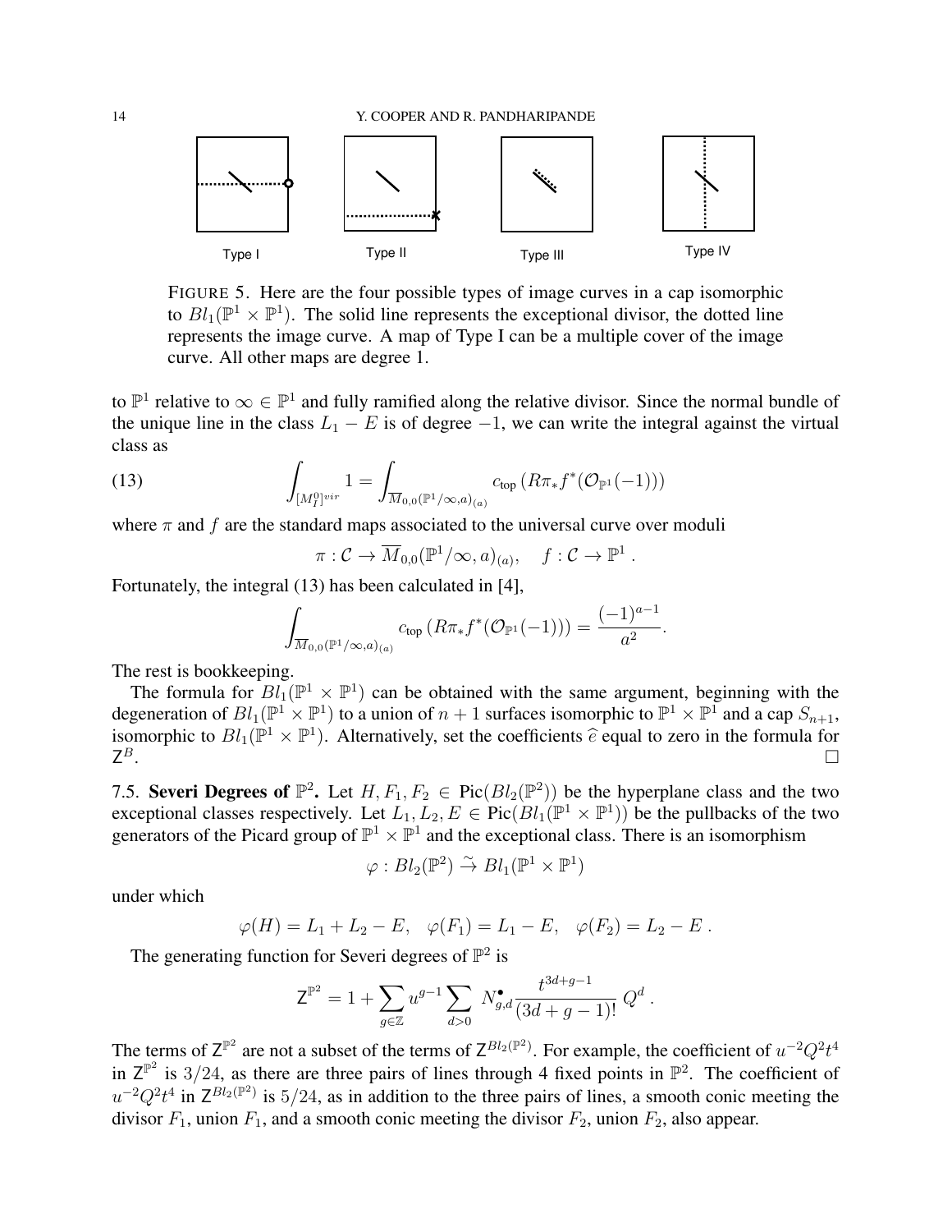Type I Type II Type III Type IV

FIGURE 5. Here are the four possible types of image curves in a cap isomorphic to $Bl_1(\mathbb{P}^1 \times \mathbb{P}^1)$. The solid line represents the exceptional divisor, the dotted line represents the image curve. A map of Type I can be a multiple cover of the image curve. All other maps are degree 1.

to $\mathbb{P}^1$ relative to $\infty \in \mathbb{P}^1$ and fully ramified along the relative divisor. Since the normal bundle of the unique line in the class $L_1 - E$ is of degree $-1$, we can write the integral against the virtual class as

$$\int_{[M_I^0]^{vir}} 1 = \int_{\overline{M}_{0,0}(\mathbb{P}^1/\infty,a)_{(a)}} c_{\text{top}}\left(R\pi_* f^*(\mathcal{O}_{\mathbb{P}^1}(-1))\right) \tag{13}$$

where $\pi$ and $f$ are the standard maps associated to the universal curve over moduli

$$\pi : \mathcal{C} \to \overline{M}_{0,0}(\mathbb{P}^1/\infty, a)_{(a)}, \quad f : \mathcal{C} \to \mathbb{P}^1 .$$

Fortunately, the integral (13) has been calculated in [4],

$$\int_{\overline{M}_{0,0}(\mathbb{P}^1/\infty,a)_{(a)}} c_{\text{top}}\left(R\pi_* f^*(\mathcal{O}_{\mathbb{P}^1}(-1))\right) = \frac{(-1)^{a-1}}{a^2}.$$

The rest is bookkeeping.

The formula for $Bl_1(\mathbb{P}^1 \times \mathbb{P}^1)$ can be obtained with the same argument, beginning with the degeneration of $Bl_1(\mathbb{P}^1 \times \mathbb{P}^1)$ to a union of $n+1$ surfaces isomorphic to $\mathbb{P}^1 \times \mathbb{P}^1$ and a cap $S_{n+1}$, isomorphic to $Bl_1(\mathbb{P}^1 \times \mathbb{P}^1)$. Alternatively, set the coefficients $\widehat{e}$ equal to zero in the formula for $\mathsf{Z}^B$. □

7.5. **Severi Degrees of $\mathbb{P}^2$.** Let $H, F_1, F_2 \in \text{Pic}(Bl_2(\mathbb{P}^2))$ be the hyperplane class and the two exceptional classes respectively. Let $L_1, L_2, E \in \text{Pic}(Bl_1(\mathbb{P}^1 \times \mathbb{P}^1))$ be the pullbacks of the two generators of the Picard group of $\mathbb{P}^1 \times \mathbb{P}^1$ and the exceptional class. There is an isomorphism

$$\varphi : Bl_2(\mathbb{P}^2) \xrightarrow{\sim} Bl_1(\mathbb{P}^1 \times \mathbb{P}^1)$$

under which

$$\varphi(H) = L_1 + L_2 - E, \quad \varphi(F_1) = L_1 - E, \quad \varphi(F_2) = L_2 - E .$$

The generating function for Severi degrees of $\mathbb{P}^2$ is

$$\mathsf{Z}^{\mathbb{P}^2} = 1 + \sum_{g \in \mathbb{Z}} u^{g-1} \sum_{d>0} N^{\bullet}_{g,d} \frac{t^{3d+g-1}}{(3d+g-1)!} Q^d .$$

The terms of $\mathsf{Z}^{\mathbb{P}^2}$ are not a subset of the terms of $\mathsf{Z}^{Bl_2(\mathbb{P}^2)}$. For example, the coefficient of $u^{-2}Q^2t^4$ in $\mathsf{Z}^{\mathbb{P}^2}$ is $3/24$, as there are three pairs of lines through 4 fixed points in $\mathbb{P}^2$. The coefficient of $u^{-2}Q^2t^4$ in $\mathsf{Z}^{Bl_2(\mathbb{P}^2)}$ is $5/24$, as in addition to the three pairs of lines, a smooth conic meeting the divisor $F_1$, union $F_1$, and a smooth conic meeting the divisor $F_2$, union $F_2$, also appear.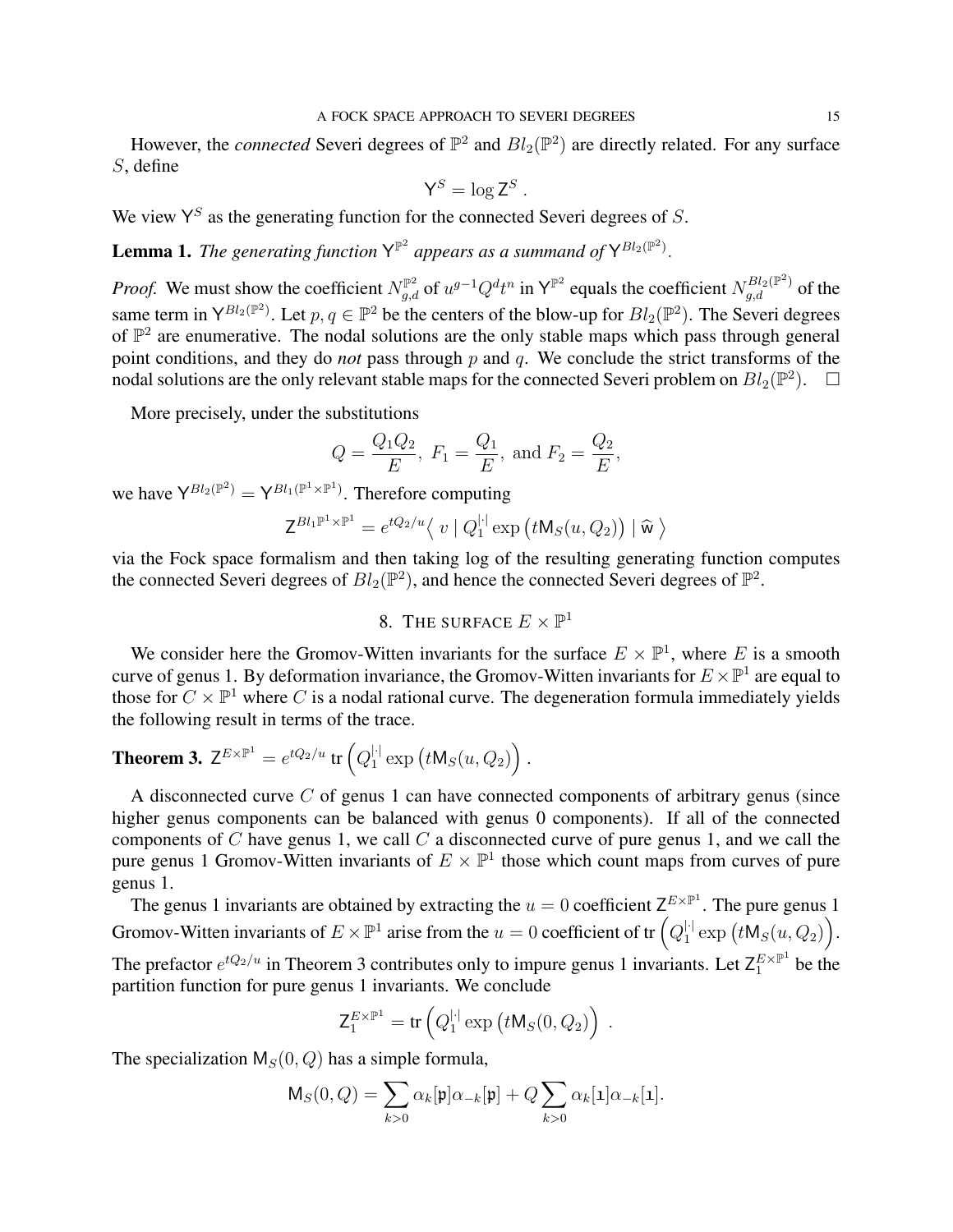However, the *connected* Severi degrees of $\mathbb{P}^2$ and $Bl_2(\mathbb{P}^2)$ are directly related. For any surface $S$, define

$$\mathsf{Y}^S = \log \mathsf{Z}^S \ .$$

We view $\mathsf{Y}^S$ as the generating function for the connected Severi degrees of $S$.

**Lemma 1.** *The generating function $\mathsf{Y}^{\mathbb{P}^2}$ appears as a summand of $\mathsf{Y}^{Bl_2(\mathbb{P}^2)}$.*

*Proof.* We must show the coefficient $N_{g,d}^{\mathbb{P}^2}$ of $u^{g-1}Q^d t^n$ in $\mathsf{Y}^{\mathbb{P}^2}$ equals the coefficient $N_{g,d}^{Bl_2(\mathbb{P}^2)}$ of the same term in $\mathsf{Y}^{Bl_2(\mathbb{P}^2)}$. Let $p, q \in \mathbb{P}^2$ be the centers of the blow-up for $Bl_2(\mathbb{P}^2)$. The Severi degrees of $\mathbb{P}^2$ are enumerative. The nodal solutions are the only stable maps which pass through general point conditions, and they do *not* pass through $p$ and $q$. We conclude the strict transforms of the nodal solutions are the only relevant stable maps for the connected Severi problem on $Bl_2(\mathbb{P}^2)$. $\square$

More precisely, under the substitutions

$$Q = \frac{Q_1 Q_2}{E},\ F_1 = \frac{Q_1}{E},\ \text{and}\ F_2 = \frac{Q_2}{E},$$

we have $\mathsf{Y}^{Bl_2(\mathbb{P}^2)} = \mathsf{Y}^{Bl_1(\mathbb{P}^1 \times \mathbb{P}^1)}$. Therefore computing

$$\mathsf{Z}^{Bl_1 \mathbb{P}^1 \times \mathbb{P}^1} = e^{tQ_2/u} \big\langle\ v \mid Q_1^{|\cdot|} \exp\left(t\mathsf{M}_S(u, Q_2)\right) \mid \widehat{\mathsf{w}}\ \big\rangle$$

via the Fock space formalism and then taking log of the resulting generating function computes the connected Severi degrees of $Bl_2(\mathbb{P}^2)$, and hence the connected Severi degrees of $\mathbb{P}^2$.

## 8. The surface $E \times \mathbb{P}^1$

We consider here the Gromov-Witten invariants for the surface $E \times \mathbb{P}^1$, where $E$ is a smooth curve of genus 1. By deformation invariance, the Gromov-Witten invariants for $E \times \mathbb{P}^1$ are equal to those for $C \times \mathbb{P}^1$ where $C$ is a nodal rational curve. The degeneration formula immediately yields the following result in terms of the trace.

**Theorem 3.** $\mathsf{Z}^{E \times \mathbb{P}^1} = e^{tQ_2/u}\, \mathsf{tr}\left(Q_1^{|\cdot|} \exp\left(t\mathsf{M}_S(u, Q_2)\right)\right).$

A disconnected curve $C$ of genus 1 can have connected components of arbitrary genus (since higher genus components can be balanced with genus 0 components). If all of the connected components of $C$ have genus 1, we call $C$ a disconnected curve of pure genus 1, and we call the pure genus 1 Gromov-Witten invariants of $E \times \mathbb{P}^1$ those which count maps from curves of pure genus 1.

The genus 1 invariants are obtained by extracting the $u = 0$ coefficient $\mathsf{Z}^{E \times \mathbb{P}^1}$. The pure genus 1 Gromov-Witten invariants of $E \times \mathbb{P}^1$ arise from the $u = 0$ coefficient of $\mathsf{tr}\left(Q_1^{|\cdot|} \exp\left(t\mathsf{M}_S(u, Q_2)\right)\right)$. The prefactor $e^{tQ_2/u}$ in Theorem 3 contributes only to impure genus 1 invariants. Let $\mathsf{Z}_1^{E \times \mathbb{P}^1}$ be the partition function for pure genus 1 invariants. We conclude

$$\mathsf{Z}_1^{E \times \mathbb{P}^1} = \mathsf{tr}\left(Q_1^{|\cdot|} \exp\left(t\mathsf{M}_S(0, Q_2)\right)\right)\ .$$

The specialization $\mathsf{M}_S(0, Q)$ has a simple formula,

$$\mathsf{M}_S(0, Q) = \sum_{k>0} \alpha_k[\mathfrak{p}]\alpha_{-k}[\mathfrak{p}] + Q \sum_{k>0} \alpha_k[\mathbb{1}]\alpha_{-k}[\mathbb{1}].$$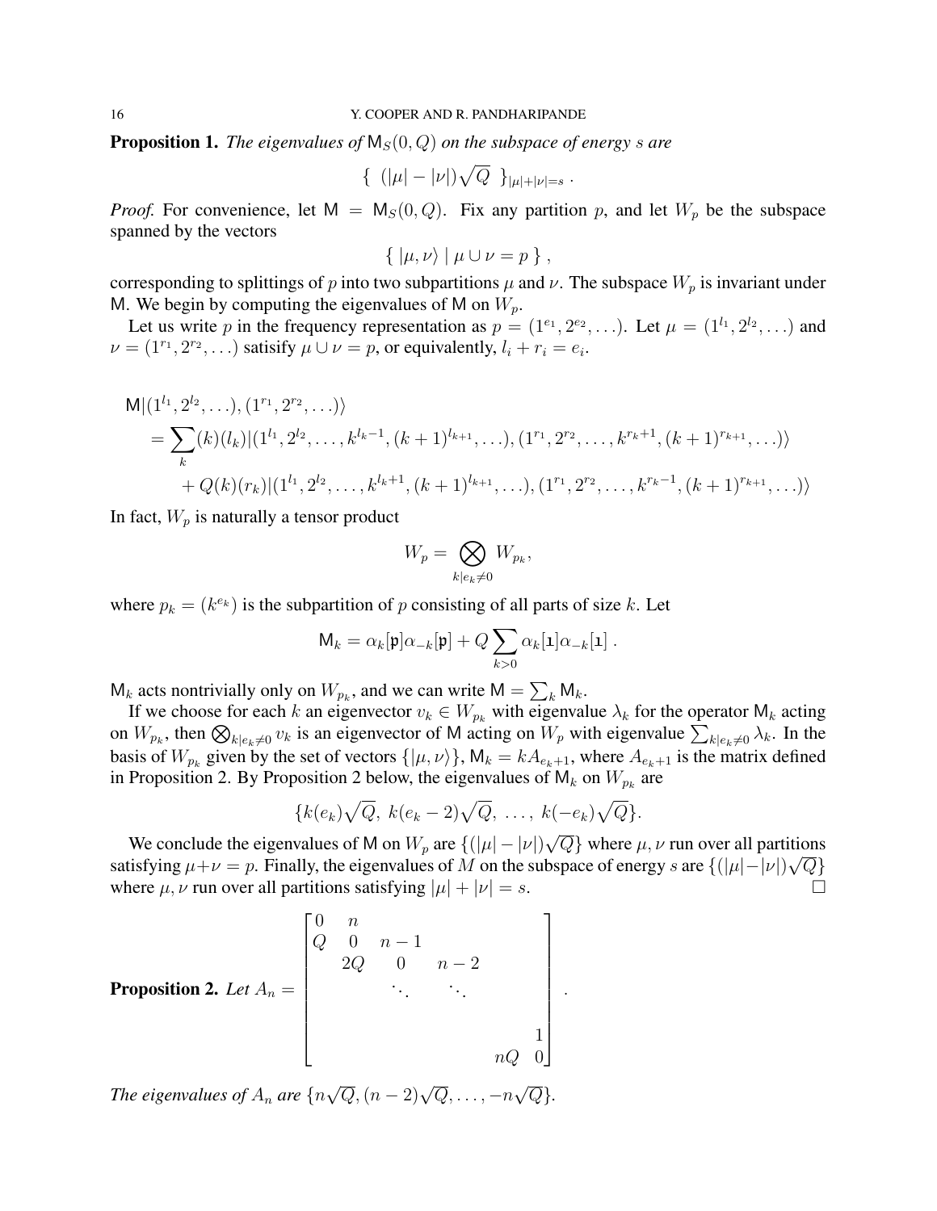**Proposition 1.** *The eigenvalues of* $\mathsf{M}_S(0,Q)$ *on the subspace of energy* $s$ *are*

$$\{ \ (|\mu| - |\nu|)\sqrt{Q} \ \}_{|\mu|+|\nu|=s} \ .$$

*Proof.* For convenience, let $\mathsf{M} = \mathsf{M}_S(0,Q)$. Fix any partition $p$, and let $W_p$ be the subspace spanned by the vectors

$$\{ \ |\mu,\nu\rangle \mid \mu \cup \nu = p \ \} \ ,$$

corresponding to splittings of $p$ into two subpartitions $\mu$ and $\nu$. The subspace $W_p$ is invariant under $\mathsf{M}$. We begin by computing the eigenvalues of $\mathsf{M}$ on $W_p$.

Let us write $p$ in the frequency representation as $p = (1^{e_1}, 2^{e_2}, \ldots)$. Let $\mu = (1^{l_1}, 2^{l_2}, \ldots)$ and $\nu = (1^{r_1}, 2^{r_2}, \ldots)$ satisify $\mu \cup \nu = p$, or equivalently, $l_i + r_i = e_i$.

$$\begin{aligned}
&\mathsf{M}|(1^{l_1}, 2^{l_2}, \ldots), (1^{r_1}, 2^{r_2}, \ldots)\rangle \\
&= \sum_k (k)(l_k)|(1^{l_1}, 2^{l_2}, \ldots, k^{l_k-1}, (k+1)^{l_{k+1}}, \ldots), (1^{r_1}, 2^{r_2}, \ldots, k^{r_k+1}, (k+1)^{r_{k+1}}, \ldots)\rangle \\
&\quad + Q(k)(r_k)|(1^{l_1}, 2^{l_2}, \ldots, k^{l_k+1}, (k+1)^{l_{k+1}}, \ldots), (1^{r_1}, 2^{r_2}, \ldots, k^{r_k-1}, (k+1)^{r_{k+1}}, \ldots)\rangle
\end{aligned}$$

In fact, $W_p$ is naturally a tensor product

$$W_p = \bigotimes_{k|e_k \neq 0} W_{p_k},$$

where $p_k = (k^{e_k})$ is the subpartition of $p$ consisting of all parts of size $k$. Let

$$\mathsf{M}_k = \alpha_k[\mathfrak{p}]\alpha_{-k}[\mathfrak{p}] + Q \sum_{k>0} \alpha_k[\mathtt{1}]\alpha_{-k}[\mathtt{1}] \ .$$

$\mathsf{M}_k$ acts nontrivially only on $W_{p_k}$, and we can write $\mathsf{M} = \sum_k \mathsf{M}_k$.

If we choose for each $k$ an eigenvector $v_k \in W_{p_k}$ with eigenvalue $\lambda_k$ for the operator $\mathsf{M}_k$ acting on $W_{p_k}$, then $\bigotimes_{k|e_k\neq 0} v_k$ is an eigenvector of $\mathsf{M}$ acting on $W_p$ with eigenvalue $\sum_{k|e_k\neq 0} \lambda_k$. In the basis of $W_{p_k}$ given by the set of vectors $\{|\mu,\nu\rangle\}$, $\mathsf{M}_k = kA_{e_k+1}$, where $A_{e_k+1}$ is the matrix defined in Proposition 2. By Proposition 2 below, the eigenvalues of $\mathsf{M}_k$ on $W_{p_k}$ are

$$\{k(e_k)\sqrt{Q}, \ k(e_k-2)\sqrt{Q}, \ \ldots, \ k(-e_k)\sqrt{Q}\}.$$

We conclude the eigenvalues of $\mathsf{M}$ on $W_p$ are $\{(|\mu| - |\nu|)\sqrt{Q}\}$ where $\mu, \nu$ run over all partitions satisfying $\mu+\nu = p$. Finally, the eigenvalues of $M$ on the subspace of energy $s$ are $\{(|\mu|-|\nu|)\sqrt{Q}\}$ where $\mu, \nu$ run over all partitions satisfying $|\mu| + |\nu| = s$. $\square$

**Proposition 2.** *Let*
$$A_n = \begin{bmatrix} 0 & n & & & & \\ Q & 0 & n-1 & & & \\ & 2Q & 0 & n-2 & & \\ & & \ddots & \ddots & & \\ & & & & & 1 \\ & & & & nQ & 0 \end{bmatrix}.$$

*The eigenvalues of* $A_n$ *are* $\{n\sqrt{Q}, (n-2)\sqrt{Q}, \ldots, -n\sqrt{Q}\}$.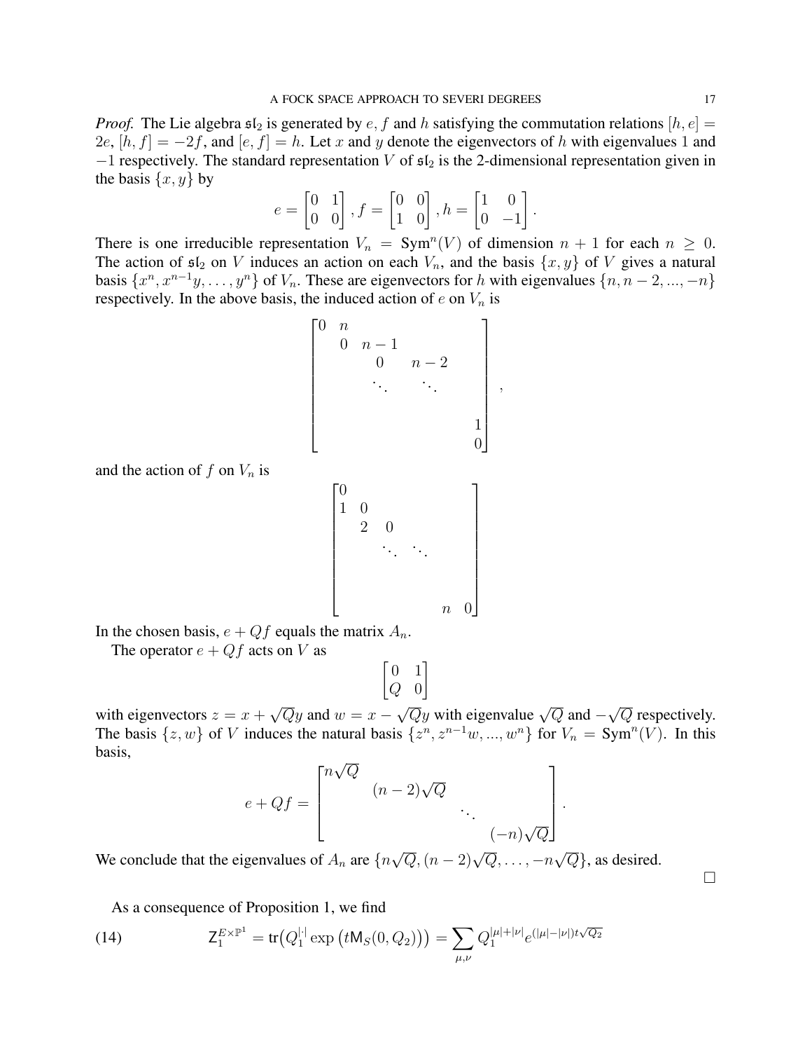*Proof.* The Lie algebra $\mathfrak{sl}_2$ is generated by $e$, $f$ and $h$ satisfying the commutation relations $[h, e] = 2e$, $[h, f] = -2f$, and $[e, f] = h$. Let $x$ and $y$ denote the eigenvectors of $h$ with eigenvalues 1 and $-1$ respectively. The standard representation $V$ of $\mathfrak{sl}_2$ is the 2-dimensional representation given in the basis $\{x, y\}$ by

$$e = \begin{bmatrix} 0 & 1 \\ 0 & 0 \end{bmatrix}, f = \begin{bmatrix} 0 & 0 \\ 1 & 0 \end{bmatrix}, h = \begin{bmatrix} 1 & 0 \\ 0 & -1 \end{bmatrix}.$$

There is one irreducible representation $V_n = \mathrm{Sym}^n(V)$ of dimension $n+1$ for each $n \geq 0$. The action of $\mathfrak{sl}_2$ on $V$ induces an action on each $V_n$, and the basis $\{x, y\}$ of $V$ gives a natural basis $\{x^n, x^{n-1}y, \ldots, y^n\}$ of $V_n$. These are eigenvectors for $h$ with eigenvalues $\{n, n-2, ..., -n\}$ respectively. In the above basis, the induced action of $e$ on $V_n$ is

$$\begin{bmatrix} 0 & n & & & \\ & 0 & n-1 & & \\ & & 0 & n-2 & \\ & & \ddots & \ddots & \\ & & & & \\ & & & & 1 \\ & & & & 0 \end{bmatrix},$$

and the action of $f$ on $V_n$ is

$$\begin{bmatrix} 0 & & & & \\ 1 & 0 & & & \\ & 2 & 0 & & \\ & & \ddots & \ddots & \\ & & & & \\ & & & n & 0 \end{bmatrix}$$

In the chosen basis, $e + Qf$ equals the matrix $A_n$.

The operator $e + Qf$ acts on $V$ as

$$\begin{bmatrix} 0 & 1 \\ Q & 0 \end{bmatrix}$$

with eigenvectors $z = x + \sqrt{Q}y$ and $w = x - \sqrt{Q}y$ with eigenvalue $\sqrt{Q}$ and $-\sqrt{Q}$ respectively. The basis $\{z, w\}$ of $V$ induces the natural basis $\{z^n, z^{n-1}w, ..., w^n\}$ for $V_n = \mathrm{Sym}^n(V)$. In this basis,

$$e + Qf = \begin{bmatrix} n\sqrt{Q} & & & \\ & (n-2)\sqrt{Q} & & \\ & & \ddots & \\ & & & (-n)\sqrt{Q} \end{bmatrix}.$$

We conclude that the eigenvalues of $A_n$ are $\{n\sqrt{Q}, (n-2)\sqrt{Q}, \ldots, -n\sqrt{Q}\}$, as desired. $\square$

As a consequence of Proposition 1, we find

$$\mathsf{Z}_1^{E \times \mathbb{P}^1} = \mathrm{tr}\big(Q_1^{|\cdot|} \exp\big(t\mathsf{M}_S(0, Q_2)\big)\big) = \sum_{\mu,\nu} Q_1^{|\mu|+|\nu|} e^{(|\mu|-|\nu|)t\sqrt{Q_2}} \tag{14}$$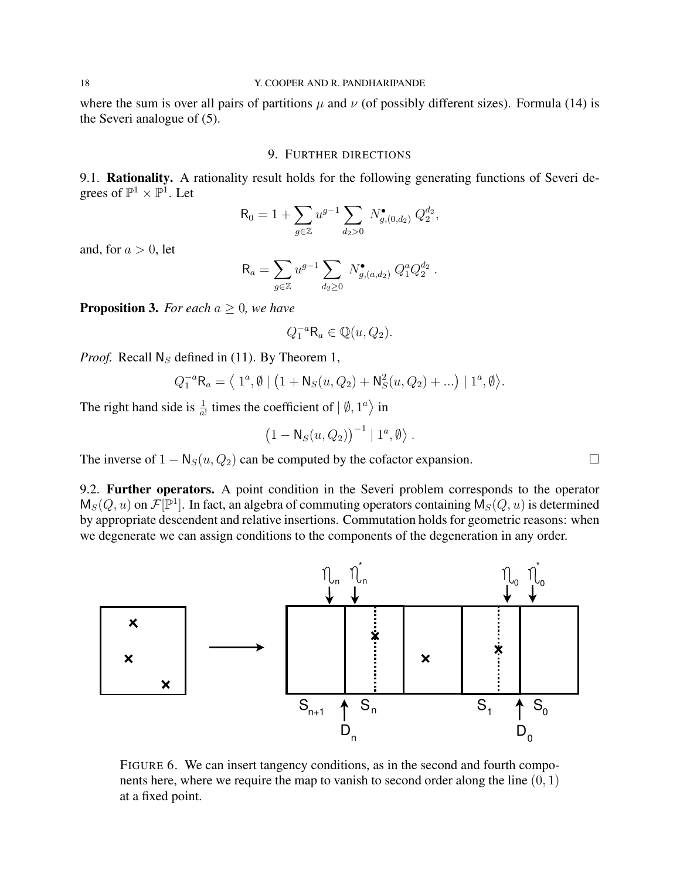where the sum is over all pairs of partitions $\mu$ and $\nu$ (of possibly different sizes). Formula (14) is the Severi analogue of (5).

## 9. Further directions

**9.1. Rationality.** A rationality result holds for the following generating functions of Severi degrees of $\mathbb{P}^1 \times \mathbb{P}^1$. Let

$$\mathsf{R}_0 = 1 + \sum_{g \in \mathbb{Z}} u^{g-1} \sum_{d_2 > 0} N^{\bullet}_{g,(0,d_2)} \, Q_2^{d_2},$$

and, for $a > 0$, let

$$\mathsf{R}_a = \sum_{g \in \mathbb{Z}} u^{g-1} \sum_{d_2 \geq 0} N^{\bullet}_{g,(a,d_2)} \, Q_1^a Q_2^{d_2} \, .$$

**Proposition 3.** *For each $a \geq 0$, we have*

$$Q_1^{-a} \mathsf{R}_a \in \mathbb{Q}(u, Q_2).$$

*Proof.* Recall $\mathsf{N}_S$ defined in (11). By Theorem 1,

$$Q_1^{-a} \mathsf{R}_a = \left\langle \, 1^a, \emptyset \mid \left(1 + \mathsf{N}_S(u, Q_2) + \mathsf{N}_S^2(u, Q_2) + ...\right) \mid 1^a, \emptyset \right\rangle.$$

The right hand side is $\frac{1}{a!}$ times the coefficient of $\mid \emptyset, 1^a \big\rangle$ in

$$\left(1 - \mathsf{N}_S(u, Q_2)\right)^{-1} \mid 1^a, \emptyset \big\rangle \, .$$

The inverse of $1 - \mathsf{N}_S(u, Q_2)$ can be computed by the cofactor expansion. $\square$

**9.2. Further operators.** A point condition in the Severi problem corresponds to the operator $\mathsf{M}_S(Q, u)$ on $\mathcal{F}[\mathbb{P}^1]$. In fact, an algebra of commuting operators containing $\mathsf{M}_S(Q, u)$ is determined by appropriate descendent and relative insertions. Commutation holds for geometric reasons: when we degenerate we can assign conditions to the components of the degeneration in any order.

FIGURE 6. We can insert tangency conditions, as in the second and fourth components here, where we require the map to vanish to second order along the line $(0, 1)$ at a fixed point.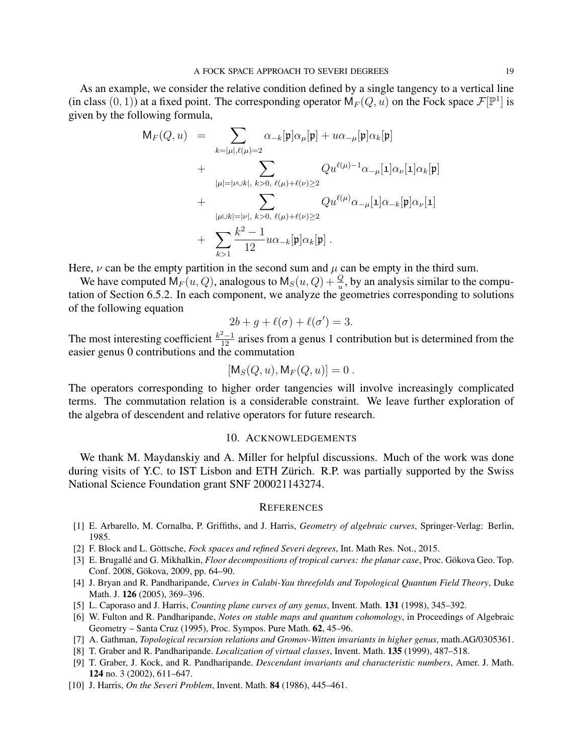As an example, we consider the relative condition defined by a single tangency to a vertical line (in class $(0, 1)$) at a fixed point. The corresponding operator $\mathsf{M}_F(Q, u)$ on the Fock space $\mathcal{F}[\mathbb{P}^1]$ is given by the following formula,

$$
\begin{aligned}
\mathsf{M}_F(Q, u) \;\; &= \sum_{k=|\mu|, \ell(\mu)=2} \alpha_{-k}[\mathfrak{p}]\alpha_{\mu}[\mathfrak{p}] + u\alpha_{-\mu}[\mathfrak{p}]\alpha_k[\mathfrak{p}] \\
&+ \sum_{|\mu|=|\nu \cup k|,\ k>0,\ \ell(\mu)+\ell(\nu)\geq 2} Qu^{\ell(\mu)-1}\alpha_{-\mu}[\mathtt{1}]\alpha_{\nu}[\mathtt{1}]\alpha_k[\mathfrak{p}] \\
&+ \sum_{|\mu \cup k|=|\nu|,\ k>0,\ \ell(\mu)+\ell(\nu)\geq 2} Qu^{\ell(\mu)}\alpha_{-\mu}[\mathtt{1}]\alpha_{-k}[\mathfrak{p}]\alpha_{\nu}[\mathtt{1}] \\
&+ \sum_{k>1} \frac{k^2-1}{12} u\alpha_{-k}[\mathfrak{p}]\alpha_k[\mathfrak{p}] \; .
\end{aligned}
$$

Here, $\nu$ can be the empty partition in the second sum and $\mu$ can be empty in the third sum.

We have computed $\mathsf{M}_F(u, Q)$, analogous to $\mathsf{M}_S(u, Q) + \frac{Q}{u}$, by an analysis similar to the computation of Section 6.5.2. In each component, we analyze the geometries corresponding to solutions of the following equation

$$
2b + g + \ell(\sigma) + \ell(\sigma') = 3.
$$

The most interesting coefficient $\frac{k^2-1}{12}$ arises from a genus 1 contribution but is determined from the easier genus 0 contributions and the commutation

$$
[\mathsf{M}_S(Q, u), \mathsf{M}_F(Q, u)] = 0 \; .
$$

The operators corresponding to higher order tangencies will involve increasingly complicated terms. The commutation relation is a considerable constraint. We leave further exploration of the algebra of descendent and relative operators for future research.

## 10. Acknowledgements

We thank M. Maydanskiy and A. Miller for helpful discussions. Much of the work was done during visits of Y.C. to IST Lisbon and ETH Zürich. R.P. was partially supported by the Swiss National Science Foundation grant SNF 200021143274.

## References

[1] E. Arbarello, M. Cornalba, P. Griffiths, and J. Harris, *Geometry of algebraic curves*, Springer-Verlag: Berlin, 1985.

[2] F. Block and L. Göttsche, *Fock spaces and refined Severi degrees*, Int. Math Res. Not., 2015.

[3] E. Brugallé and G. Mikhalkin, *Floor decompositions of tropical curves: the planar case*, Proc. Gökova Geo. Top. Conf. 2008, Gökova, 2009, pp. 64–90.

[4] J. Bryan and R. Pandharipande, *Curves in Calabi-Yau threefolds and Topological Quantum Field Theory*, Duke Math. J. **126** (2005), 369–396.

[5] L. Caporaso and J. Harris, *Counting plane curves of any genus*, Invent. Math. **131** (1998), 345–392.

[6] W. Fulton and R. Pandharipande, *Notes on stable maps and quantum cohomology*, in Proceedings of Algebraic Geometry – Santa Cruz (1995), Proc. Sympos. Pure Math. **62**, 45–96.

[7] A. Gathman, *Topological recursion relations and Gromov-Witten invariants in higher genus*, math.AG/0305361.

[8] T. Graber and R. Pandharipande. *Localization of virtual classes*, Invent. Math. **135** (1999), 487–518.

[9] T. Graber, J. Kock, and R. Pandharipande. *Descendant invariants and characteristic numbers*, Amer. J. Math. **124** no. 3 (2002), 611–647.

[10] J. Harris, *On the Severi Problem*, Invent. Math. **84** (1986), 445–461.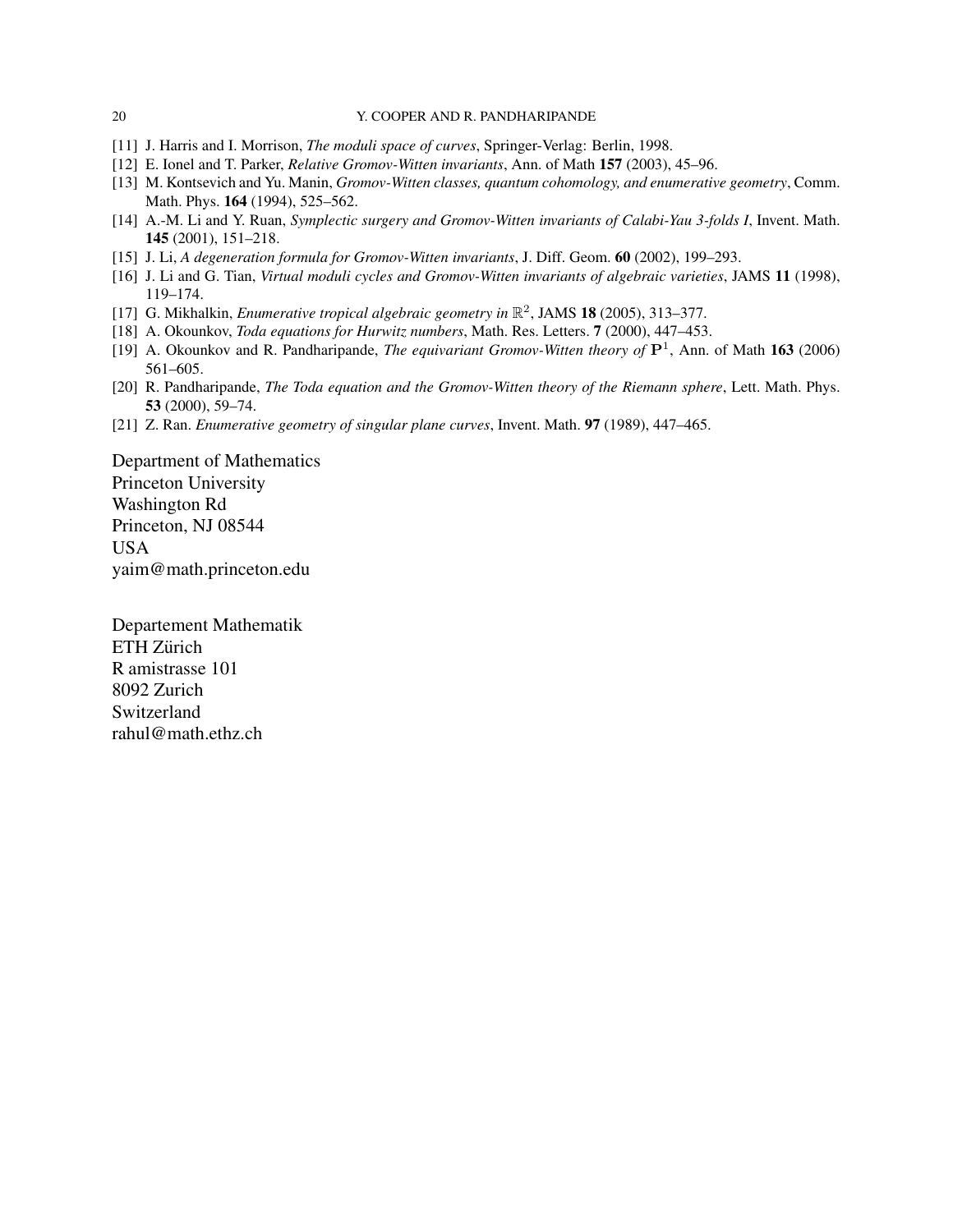[11] J. Harris and I. Morrison, *The moduli space of curves*, Springer-Verlag: Berlin, 1998.

[12] E. Ionel and T. Parker, *Relative Gromov-Witten invariants*, Ann. of Math **157** (2003), 45–96.

[13] M. Kontsevich and Yu. Manin, *Gromov-Witten classes, quantum cohomology, and enumerative geometry*, Comm. Math. Phys. **164** (1994), 525–562.

[14] A.-M. Li and Y. Ruan, *Symplectic surgery and Gromov-Witten invariants of Calabi-Yau 3-folds I*, Invent. Math. **145** (2001), 151–218.

[15] J. Li, *A degeneration formula for Gromov-Witten invariants*, J. Diff. Geom. **60** (2002), 199–293.

[16] J. Li and G. Tian, *Virtual moduli cycles and Gromov-Witten invariants of algebraic varieties*, JAMS **11** (1998), 119–174.

[17] G. Mikhalkin, *Enumerative tropical algebraic geometry in* $\mathbb{R}^2$, JAMS **18** (2005), 313–377.

[18] A. Okounkov, *Toda equations for Hurwitz numbers*, Math. Res. Letters. **7** (2000), 447–453.

[19] A. Okounkov and R. Pandharipande, *The equivariant Gromov-Witten theory of* $\mathbf{P}^1$, Ann. of Math **163** (2006) 561–605.

[20] R. Pandharipande, *The Toda equation and the Gromov-Witten theory of the Riemann sphere*, Lett. Math. Phys. **53** (2000), 59–74.

[21] Z. Ran. *Enumerative geometry of singular plane curves*, Invent. Math. **97** (1989), 447–465.

Department of Mathematics
Princeton University
Washington Rd
Princeton, NJ 08544
USA
yaim@math.princeton.edu

Departement Mathematik
ETH Zürich
R amistrasse 101
8092 Zurich
Switzerland
rahul@math.ethz.ch